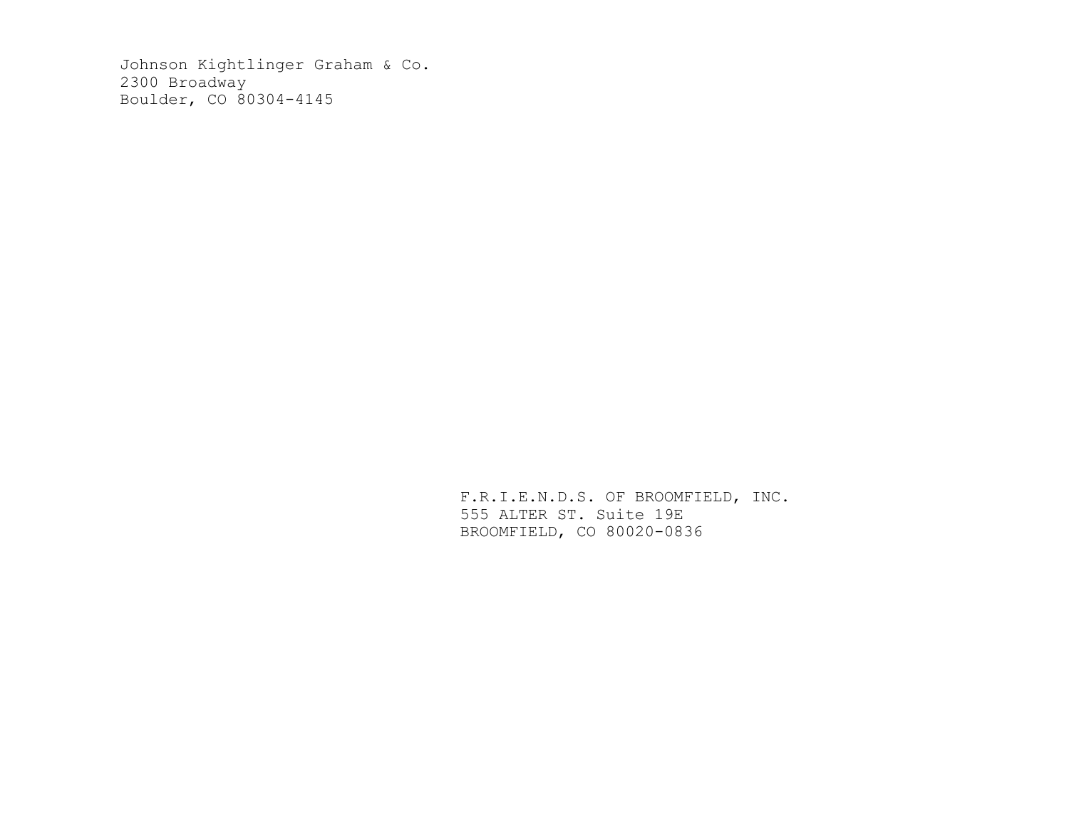Johnson Kightlinger Graham & Co.
2300 Broadway
Boulder, CO 80304-4145

F.R.I.E.N.D.S. OF BROOMFIELD, INC.
555 ALTER ST. Suite 19E
BROOMFIELD, CO 80020-0836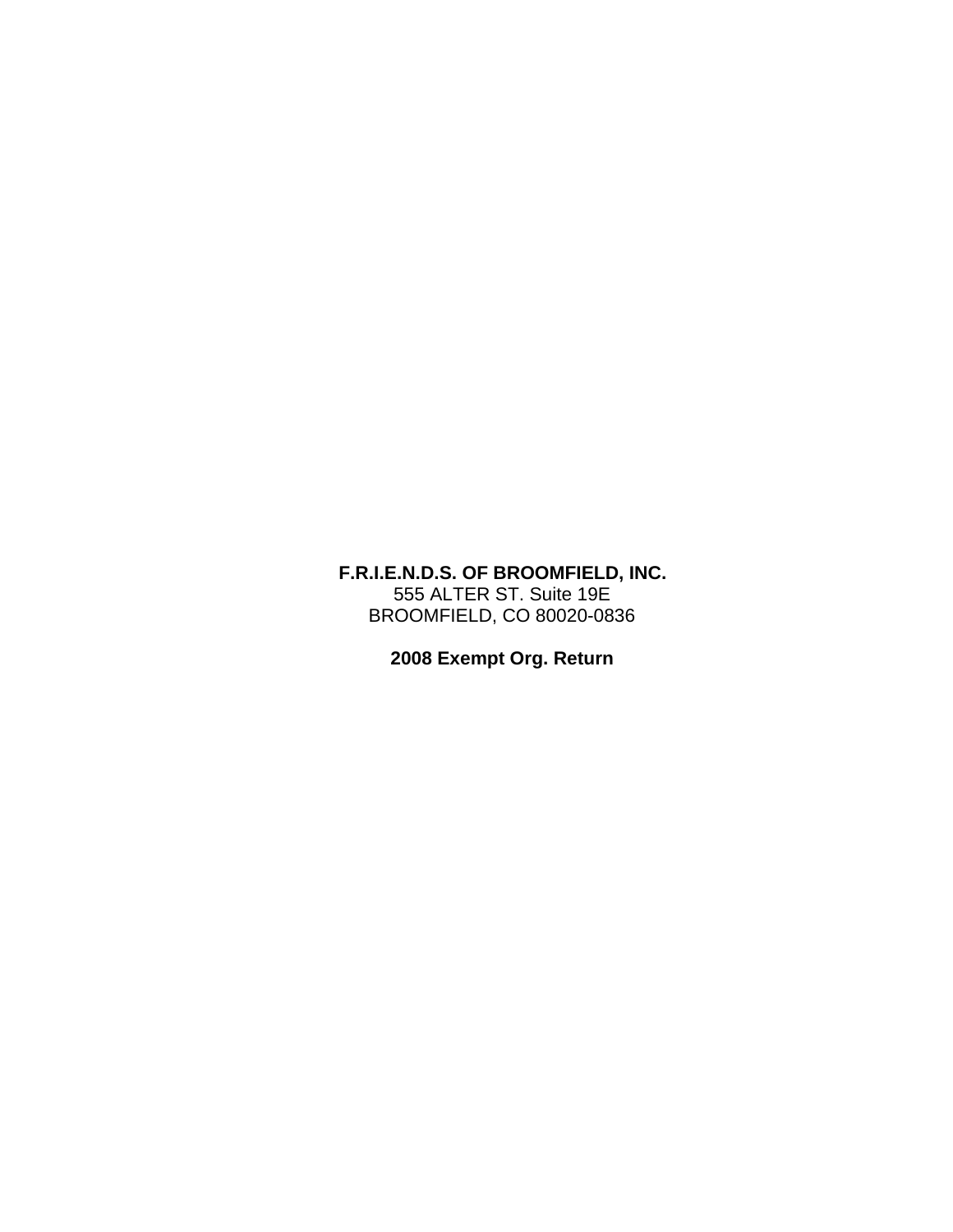**F.R.I.E.N.D.S. OF BROOMFIELD, INC.**
555 ALTER ST. Suite 19E
BROOMFIELD, CO 80020-0836

**2008 Exempt Org. Return**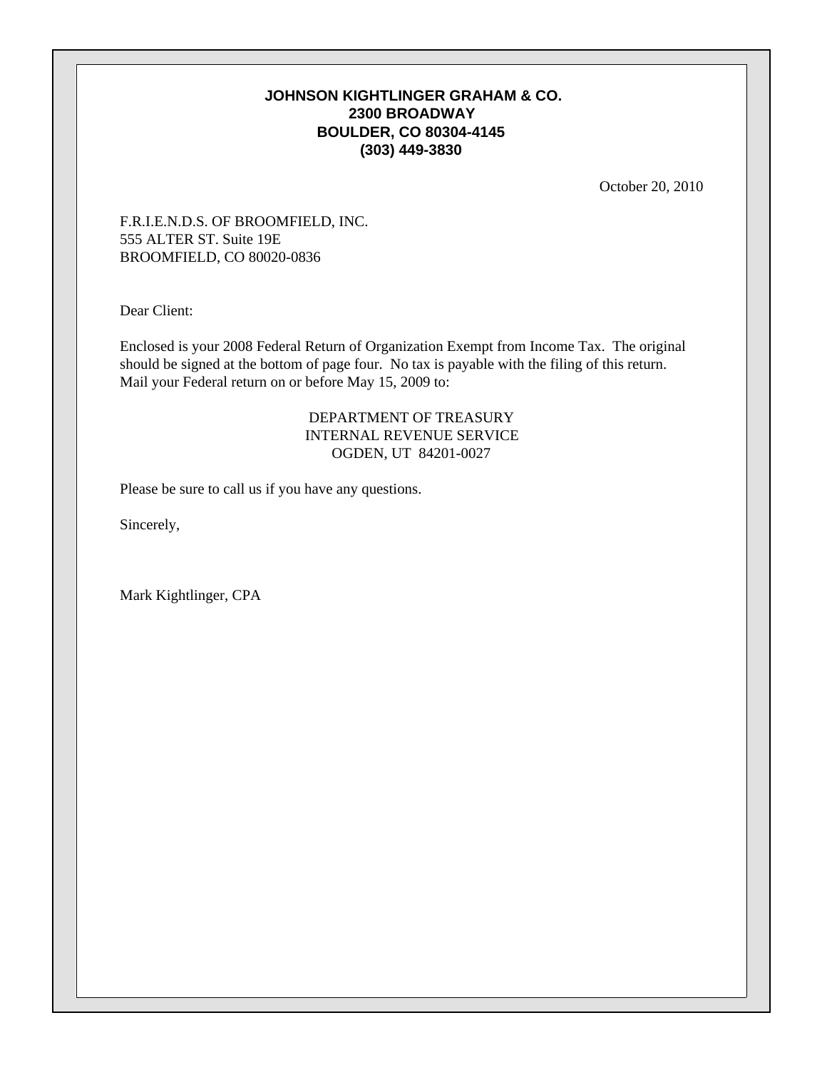**JOHNSON KIGHTLINGER GRAHAM & CO.**
**2300 BROADWAY**
**BOULDER, CO 80304-4145**
**(303) 449-3830**

October 20, 2010

F.R.I.E.N.D.S. OF BROOMFIELD, INC.
555 ALTER ST. Suite 19E
BROOMFIELD, CO 80020-0836

Dear Client:

Enclosed is your 2008 Federal Return of Organization Exempt from Income Tax. The original should be signed at the bottom of page four. No tax is payable with the filing of this return. Mail your Federal return on or before May 15, 2009 to:

DEPARTMENT OF TREASURY
INTERNAL REVENUE SERVICE
OGDEN, UT 84201-0027

Please be sure to call us if you have any questions.

Sincerely,

Mark Kightlinger, CPA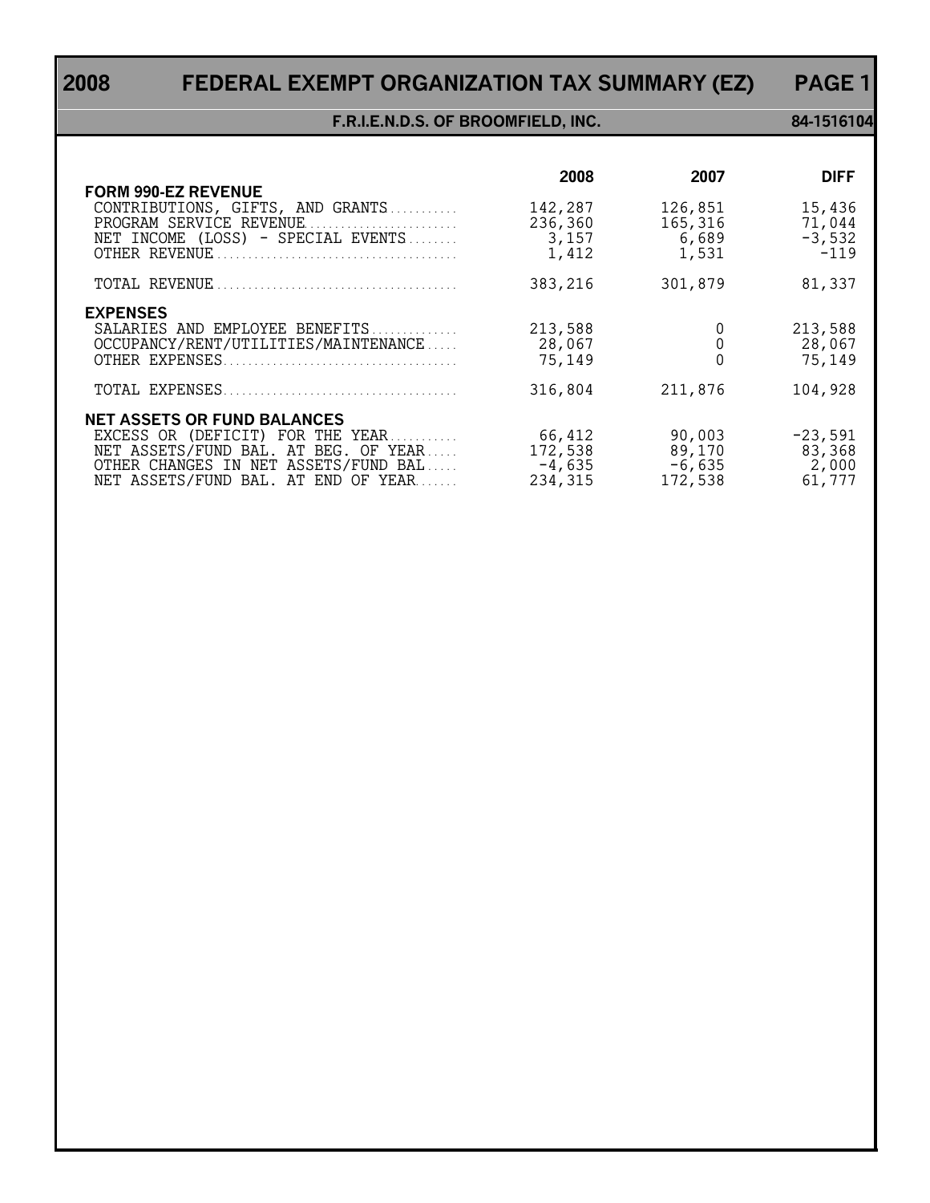# 2008 FEDERAL EXEMPT ORGANIZATION TAX SUMMARY (EZ) PAGE 1

**F.R.I.E.N.D.S. OF BROOMFIELD, INC. 84-1516104**

| | 2008 | 2007 | DIFF |
|---|---|---|---|
| **FORM 990-EZ REVENUE** | | | |
| CONTRIBUTIONS, GIFTS, AND GRANTS | 142,287 | 126,851 | 15,436 |
| PROGRAM SERVICE REVENUE | 236,360 | 165,316 | 71,044 |
| NET INCOME (LOSS) - SPECIAL EVENTS | 3,157 | 6,689 | -3,532 |
| OTHER REVENUE | 1,412 | 1,531 | -119 |
| TOTAL REVENUE | 383,216 | 301,879 | 81,337 |
| **EXPENSES** | | | |
| SALARIES AND EMPLOYEE BENEFITS | 213,588 | 0 | 213,588 |
| OCCUPANCY/RENT/UTILITIES/MAINTENANCE | 28,067 | 0 | 28,067 |
| OTHER EXPENSES | 75,149 | 0 | 75,149 |
| TOTAL EXPENSES | 316,804 | 211,876 | 104,928 |
| **NET ASSETS OR FUND BALANCES** | | | |
| EXCESS OR (DEFICIT) FOR THE YEAR | 66,412 | 90,003 | -23,591 |
| NET ASSETS/FUND BAL. AT BEG. OF YEAR | 172,538 | 89,170 | 83,368 |
| OTHER CHANGES IN NET ASSETS/FUND BAL | -4,635 | -6,635 | 2,000 |
| NET ASSETS/FUND BAL. AT END OF YEAR | 234,315 | 172,538 | 61,777 |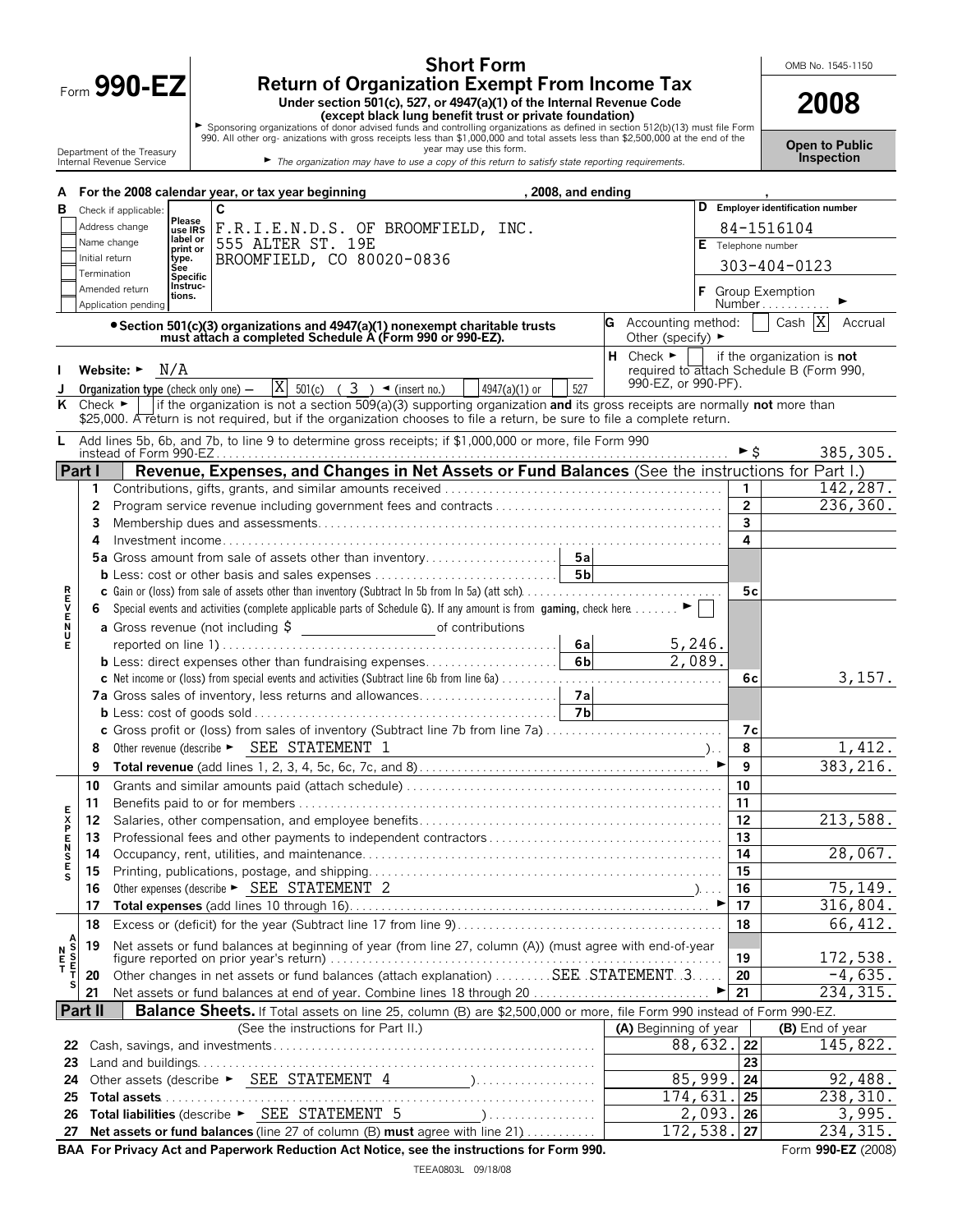Form **990-EZ**

Department of the Treasury
Internal Revenue Service

# Short Form
## Return of Organization Exempt From Income Tax

**Under section 501(c), 527, or 4947(a)(1) of the Internal Revenue Code**
**(except black lung benefit trust or private foundation)**

► Sponsoring organizations of donor advised funds and controlling organizations as defined in section 512(b)(13) must file Form 990. All other org- anizations with gross receipts less than $1,000,000 and total assets less than $2,500,000 at the end of the year may use this form.

► *The organization may have to use a copy of this return to satisfy state reporting requirements.*

OMB No. 1545-1150

**2008**

**Open to Public Inspection**

**A For the 2008 calendar year, or tax year beginning , 2008, and ending ,**

**B** Check if applicable:
- Address change
- Name change
- Initial return
- Termination
- Amended return
- Application pending

Please use IRS label or print or type. See Specific Instructions.

**C**
F.R.I.E.N.D.S. OF BROOMFIELD, INC.
555 ALTER ST. 19E
BROOMFIELD, CO 80020-0836

**D Employer identification number**
84-1516104

**E** Telephone number
303-404-0123

**F** Group Exemption Number ►

• **Section 501(c)(3) organizations and 4947(a)(1) nonexempt charitable trusts must attach a completed Schedule A (Form 990 or 990-EZ).**

**G** Accounting method: [ ] Cash [X] Accrual
Other (specify) ►

**H** Check ► [ ] if the organization is **not** required to attach Schedule B (Form 990, 990-EZ, or 990-PF).

**I** Website: ► N/A

**J** Organization type (check only one) — [X] 501(c) ( 3 ) ◄ (insert no.) [ ] 4947(a)(1) or [ ] 527

**K** Check ► [ ] if the organization is not a section 509(a)(3) supporting organization **and** its gross receipts are normally **not** more than $25,000. A return is not required, but if the organization chooses to file a return, be sure to file a complete return.

**L** Add lines 5b, 6b, and 7b, to line 9 to determine gross receipts; if $1,000,000 or more, file Form 990 instead of Form 990-EZ ► $ 385,305.

## Part I — Revenue, Expenses, and Changes in Net Assets or Fund Balances (See the instructions for Part I.)

| | Line | Description | | | | Amount |
|---|---|---|---|---|---|---|
| REVENUE | 1 | Contributions, gifts, grants, and similar amounts received | | | 1 | 142,287. |
| | 2 | Program service revenue including government fees and contracts | | | 2 | 236,360. |
| | 3 | Membership dues and assessments | | | 3 | |
| | 4 | Investment income | | | 4 | |
| | 5a | Gross amount from sale of assets other than inventory | 5a | | | |
| | b | Less: cost or other basis and sales expenses | 5b | | | |
| | c | Gain or (loss) from sale of assets other than inventory (Subtract ln 5b from ln 5a) (att sch) | | | 5c | |
| | 6 | Special events and activities (complete applicable parts of Schedule G). If any amount is from **gaming**, check here ► [ ] | | | | |
| | a | Gross revenue (not including $ of contributions reported on line 1) | 6a | 5,246. | | |
| | b | Less: direct expenses other than fundraising expenses | 6b | 2,089. | | |
| | c | Net income or (loss) from special events and activities (Subtract line 6b from line 6a) | | | 6c | 3,157. |
| | 7a | Gross sales of inventory, less returns and allowances | 7a | | | |
| | b | Less: cost of goods sold | 7b | | | |
| | c | Gross profit or (loss) from sales of inventory (Subtract line 7b from line 7a) | | | 7c | |
| | 8 | Other revenue (describe ► SEE STATEMENT 1 ) | | | 8 | 1,412. |
| | 9 | **Total revenue** (add lines 1, 2, 3, 4, 5c, 6c, 7c, and 8) ► | | | 9 | 383,216. |
| EXPENSES | 10 | Grants and similar amounts paid (attach schedule) | | | 10 | |
| | 11 | Benefits paid to or for members | | | 11 | |
| | 12 | Salaries, other compensation, and employee benefits | | | 12 | 213,588. |
| | 13 | Professional fees and other payments to independent contractors | | | 13 | |
| | 14 | Occupancy, rent, utilities, and maintenance | | | 14 | 28,067. |
| | 15 | Printing, publications, postage, and shipping | | | 15 | |
| | 16 | Other expenses (describe ► SEE STATEMENT 2 ) | | | 16 | 75,149. |
| | 17 | **Total expenses** (add lines 10 through 16) ► | | | 17 | 316,804. |
| NET ASSETS | 18 | Excess or (deficit) for the year (Subtract line 17 from line 9) | | | 18 | 66,412. |
| | 19 | Net assets or fund balances at beginning of year (from line 27, column (A)) (must agree with end-of-year figure reported on prior year's return) | | | 19 | 172,538. |
| | 20 | Other changes in net assets or fund balances (attach explanation) SEE STATEMENT 3 | | | 20 | -4,635. |
| | 21 | Net assets or fund balances at end of year. Combine lines 18 through 20 ► | | | 21 | 234,315. |

## Part II — Balance Sheets. If Total assets on line 25, column (B) are $2,500,000 or more, file Form 990 instead of Form 990-EZ.

| | (See the instructions for Part II.) | (A) Beginning of year | | (B) End of year |
|---|---|---|---|---|
| 22 | Cash, savings, and investments | 88,632. | 22 | 145,822. |
| 23 | Land and buildings | | 23 | |
| 24 | Other assets (describe ► SEE STATEMENT 4 ) | 85,999. | 24 | 92,488. |
| 25 | **Total assets** | 174,631. | 25 | 238,310. |
| 26 | **Total liabilities** (describe ► SEE STATEMENT 5 ) | 2,093. | 26 | 3,995. |
| 27 | **Net assets or fund balances** (line 27 of column (B) **must** agree with line 21) | 172,538. | 27 | 234,315. |

**BAA For Privacy Act and Paperwork Reduction Act Notice, see the instructions for Form 990.** Form **990-EZ** (2008)

TEEA0803L 09/18/08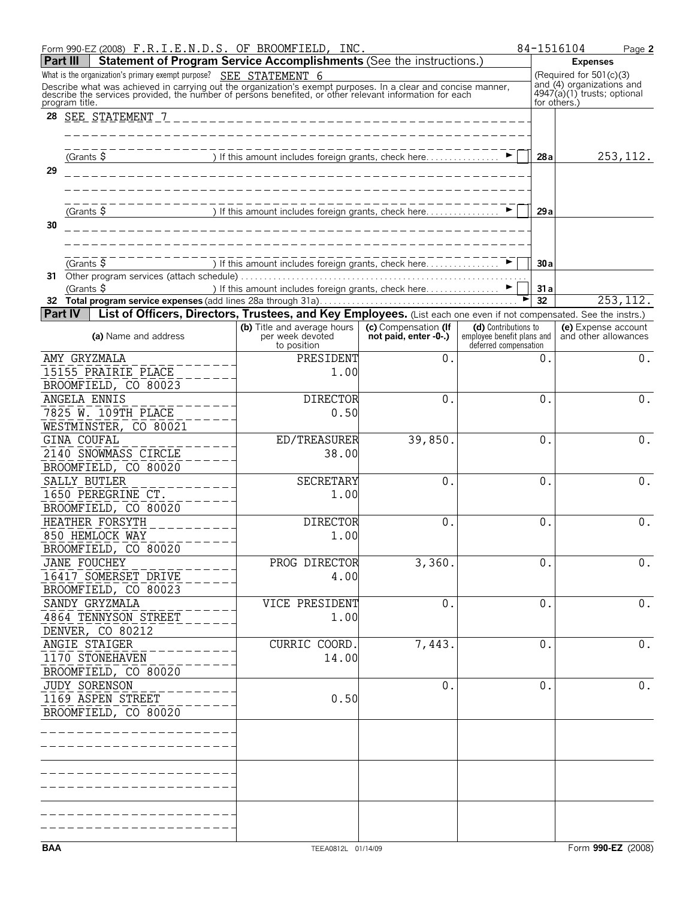Form 990-EZ (2008) F.R.I.E.N.D.S. OF BROOMFIELD, INC. 84-1516104 Page **2**

## Part III Statement of Program Service Accomplishments (See the instructions.)

What is the organization's primary exempt purpose? SEE STATEMENT 6

Describe what was achieved in carrying out the organization's exempt purposes. In a clear and concise manner, describe the services provided, the number of persons benefited, or other relevant information for each program title.

**Expenses** (Required for 501(c)(3) and (4) organizations and 4947(a)(1) trusts; optional for others.)

| | | | |
|---|---|---|---|
| 28 | SEE STATEMENT 7 (Grants $ ) If this amount includes foreign grants, check here | 28a | 253,112. |
| 29 | (Grants $ ) If this amount includes foreign grants, check here | 29a | |
| 30 | (Grants $ ) If this amount includes foreign grants, check here | 30a | |
| 31 | Other program services (attach schedule) (Grants $ ) If this amount includes foreign grants, check here | 31a | |
| 32 | **Total program service expenses** (add lines 28a through 31a) | 32 | 253,112. |

## Part IV List of Officers, Directors, Trustees, and Key Employees. (List each one even if not compensated. See the instrs.)

| (a) Name and address | (b) Title and average hours per week devoted to position | (c) Compensation (If not paid, enter -0-.) | (d) Contributions to employee benefit plans and deferred compensation | (e) Expense account and other allowances |
|---|---|---|---|---|
| AMY GRYZMALA<br>15155 PRAIRIE PLACE<br>BROOMFIELD, CO 80023 | PRESIDENT<br>1.00 | 0. | 0. | 0. |
| ANGELA ENNIS<br>7825 W. 109TH PLACE<br>WESTMINSTER, CO 80021 | DIRECTOR<br>0.50 | 0. | 0. | 0. |
| GINA COUFAL<br>2140 SNOWMASS CIRCLE<br>BROOMFIELD, CO 80020 | ED/TREASURER<br>38.00 | 39,850. | 0. | 0. |
| SALLY BUTLER<br>1650 PEREGRINE CT.<br>BROOMFIELD, CO 80020 | SECRETARY<br>1.00 | 0. | 0. | 0. |
| HEATHER FORSYTH<br>850 HEMLOCK WAY<br>BROOMFIELD, CO 80020 | DIRECTOR<br>1.00 | 0. | 0. | 0. |
| JANE FOUCHEY<br>16417 SOMERSET DRIVE<br>BROOMFIELD, CO 80023 | PROG DIRECTOR<br>4.00 | 3,360. | 0. | 0. |
| SANDY GRYZMALA<br>4864 TENNYSON STREET<br>DENVER, CO 80212 | VICE PRESIDENT<br>1.00 | 0. | 0. | 0. |
| ANGIE STAIGER<br>1170 STONEHAVEN<br>BROOMFIELD, CO 80020 | CURRIC COORD.<br>14.00 | 7,443. | 0. | 0. |
| JUDY SORENSON<br>1169 ASPEN STREET<br>BROOMFIELD, CO 80020 | 0.50 | 0. | 0. | 0. |
| | | | | |
| | | | | |
| | | | | |

BAA TEEA0812L 01/14/09 Form **990-EZ** (2008)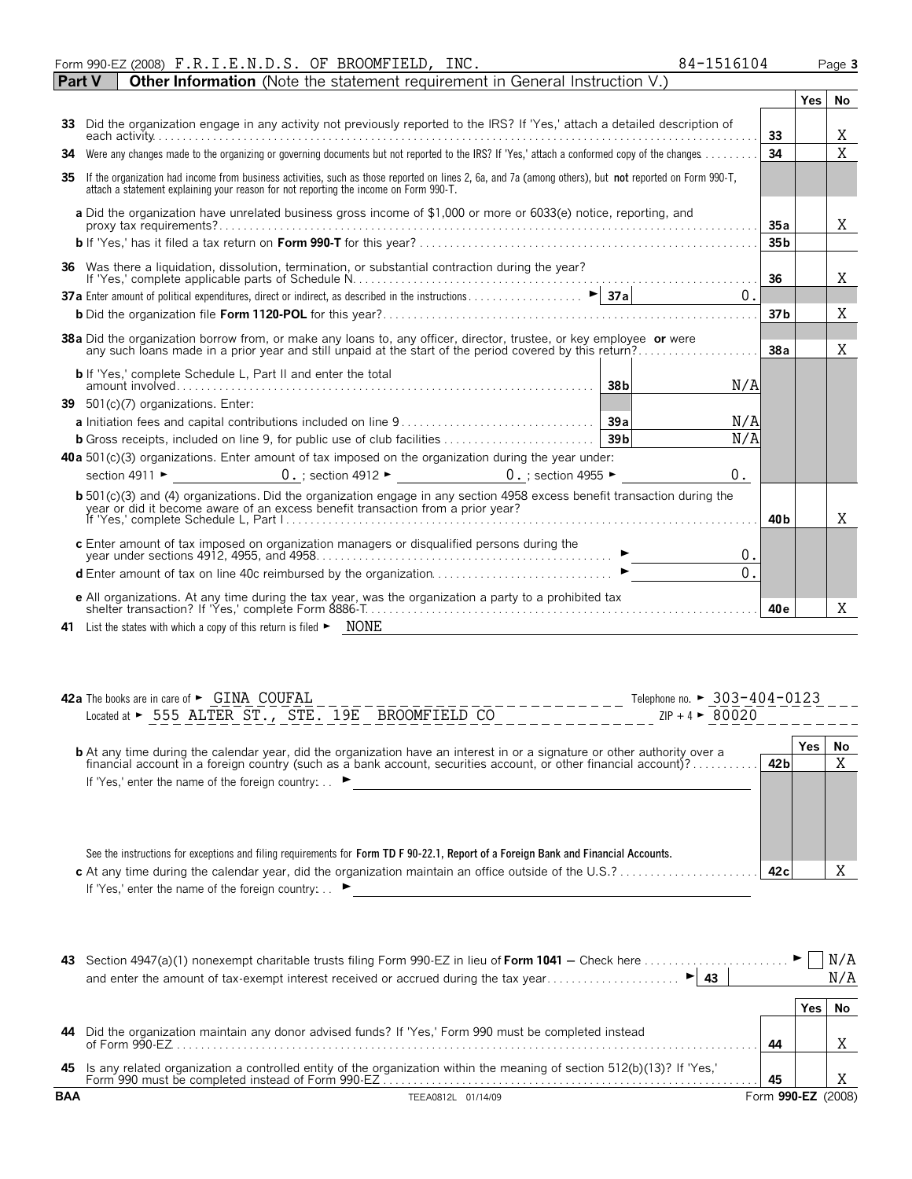Form 990-EZ (2008) F.R.I.E.N.D.S. OF BROOMFIELD, INC. 84-1516104

## Part V Other Information (Note the statement requirement in General Instruction V.)

| | | | Yes | No |
|---|---|---|---|---|
| **33** | Did the organization engage in any activity not previously reported to the IRS? If 'Yes,' attach a detailed description of each activity | 33 | | X |
| **34** | Were any changes made to the organizing or governing documents but not reported to the IRS? If 'Yes,' attach a conformed copy of the changes | 34 | | X |
| **35** | If the organization had income from business activities, such as those reported on lines 2, 6a, and 7a (among others), but **not** reported on Form 990-T, attach a statement explaining your reason for not reporting the income on Form 990-T. | | | |
| | **a** Did the organization have unrelated business gross income of $1,000 or more or 6033(e) notice, reporting, and proxy tax requirements? | 35a | | X |
| | **b** If 'Yes,' has it filed a tax return on **Form 990-T** for this year? | 35b | | |
| **36** | Was there a liquidation, dissolution, termination, or substantial contraction during the year? If 'Yes,' complete applicable parts of Schedule N | 36 | | X |
| **37a** | Enter amount of political expenditures, direct or indirect, as described in the instructions ► 37a 0. | | | |
| | **b** Did the organization file **Form 1120-POL** for this year? | 37b | | X |
| **38a** | Did the organization borrow from, or make any loans to, any officer, director, trustee, or key employee **or** were any such loans made in a prior year and still unpaid at the start of the period covered by this return? | 38a | | X |
| | **b** If 'Yes,' complete Schedule L, Part II and enter the total amount involved — 38b N/A | | | |
| **39** | 501(c)(7) organizations. Enter: | | | |
| | **a** Initiation fees and capital contributions included on line 9 — 39a N/A | | | |
| | **b** Gross receipts, included on line 9, for public use of club facilities — 39b N/A | | | |
| **40a** | 501(c)(3) organizations. Enter amount of tax imposed on the organization during the year under: section 4911 ► 0. ; section 4912 ► 0. ; section 4955 ► 0. | | | |
| | **b** 501(c)(3) and (4) organizations. Did the organization engage in any section 4958 excess benefit transaction during the year or did it become aware of an excess benefit transaction from a prior year? If 'Yes,' complete Schedule L, Part I | 40b | | X |
| | **c** Enter amount of tax imposed on organization managers or disqualified persons during the year under sections 4912, 4955, and 4958 ► 0. | | | |
| | **d** Enter amount of tax on line 40c reimbursed by the organization ► 0. | | | |
| | **e** All organizations. At any time during the tax year, was the organization a party to a prohibited tax shelter transaction? If 'Yes,' complete Form 8886-T | 40e | | X |

**41** List the states with which a copy of this return is filed ► NONE

**42a** The books are in care of ► GINA COUFAL Telephone no. ► 303-404-0123
Located at ► 555 ALTER ST., STE. 19E BROOMFIELD CO ZIP + 4 ► 80020

| | | | Yes | No |
|---|---|---|---|---|
| | **b** At any time during the calendar year, did the organization have an interest in or a signature or other authority over a financial account in a foreign country (such as a bank account, securities account, or other financial account)? If 'Yes,' enter the name of the foreign country: ► | 42b | | X |
| | See the instructions for exceptions and filing requirements for **Form TD F 90-22.1, Report of a Foreign Bank and Financial Accounts.** | | | |
| | **c** At any time during the calendar year, did the organization maintain an office outside of the U.S.? If 'Yes,' enter the name of the foreign country: ► | 42c | | X |

**43** Section 4947(a)(1) nonexempt charitable trusts filing Form 990-EZ in lieu of **Form 1041** — Check here ► ☐ N/A
and enter the amount of tax-exempt interest received or accrued during the tax year ► 43 N/A

| | | | Yes | No |
|---|---|---|---|---|
| **44** | Did the organization maintain any donor advised funds? If 'Yes,' Form 990 must be completed instead of Form 990-EZ | 44 | | X |
| **45** | Is any related organization a controlled entity of the organization within the meaning of section 512(b)(13)? If 'Yes,' Form 990 must be completed instead of Form 990-EZ | 45 | | X |

BAA TEEA0812L 01/14/09 Form **990-EZ** (2008)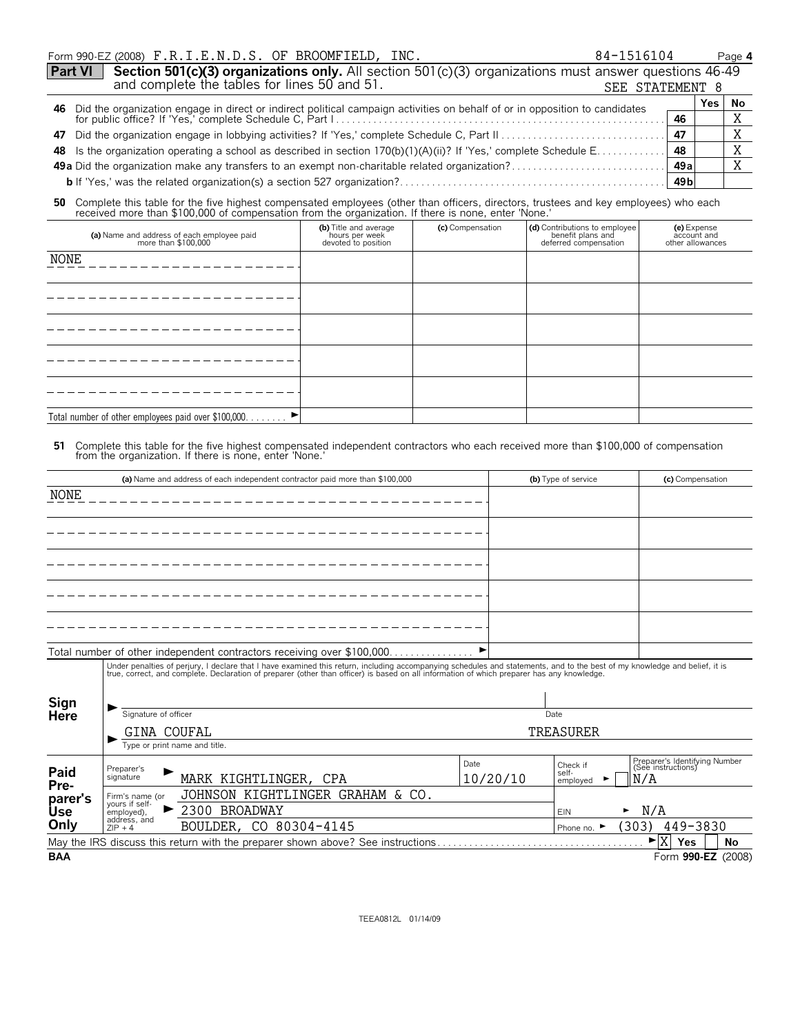Form 990-EZ (2008) F.R.I.E.N.D.S. OF BROOMFIELD, INC. 84-1516104 Page 4

**Part VI** **Section 501(c)(3) organizations only.** All section 501(c)(3) organizations must answer questions 46-49 and complete the tables for lines 50 and 51. SEE STATEMENT 8

| | | | Yes | No |
|---|---|---|---|---|
| **46** | Did the organization engage in direct or indirect political campaign activities on behalf of or in opposition to candidates for public office? If 'Yes,' complete Schedule C, Part I | **46** | | X |
| **47** | Did the organization engage in lobbying activities? If 'Yes,' complete Schedule C, Part II | **47** | | X |
| **48** | Is the organization operating a school as described in section 170(b)(1)(A)(ii)? If 'Yes,' complete Schedule E | **48** | | X |
| **49a** | Did the organization make any transfers to an exempt non-charitable related organization? | **49a** | | X |
| **b** | If 'Yes,' was the related organization(s) a section 527 organization? | **49b** | | |

**50** Complete this table for the five highest compensated employees (other than officers, directors, trustees and key employees) who each received more than $100,000 of compensation from the organization. If there is none, enter 'None.'

| (a) Name and address of each employee paid more than $100,000 | (b) Title and average hours per week devoted to position | (c) Compensation | (d) Contributions to employee benefit plans and deferred compensation | (e) Expense account and other allowances |
|---|---|---|---|---|
| NONE | | | | |
| | | | | |
| | | | | |
| | | | | |
| | | | | |
| Total number of other employees paid over $100,000 | | | | |

**51** Complete this table for the five highest compensated independent contractors who each received more than $100,000 of compensation from the organization. If there is none, enter 'None.'

| (a) Name and address of each independent contractor paid more than $100,000 | (b) Type of service | (c) Compensation |
|---|---|---|
| NONE | | |
| | | |
| | | |
| | | |
| | | |
| Total number of other independent contractors receiving over $100,000 | | |

**Sign Here**

Under penalties of perjury, I declare that I have examined this return, including accompanying schedules and statements, and to the best of my knowledge and belief, it is true, correct, and complete. Declaration of preparer (other than officer) is based on all information of which preparer has any knowledge.

Signature of officer | Date

GINA COUFAL TREASURER

Type or print name and title.

**Paid Preparer's Use Only**

| | | | | |
|---|---|---|---|---|
| Preparer's signature | MARK KIGHTLINGER, CPA | Date 10/20/10 | Check if self-employed ☐ | Preparer's Identifying Number (See instructions) N/A |
| Firm's name (or yours if self-employed), address, and ZIP + 4 | JOHNSON KIGHTLINGER GRAHAM & CO. 2300 BROADWAY BOULDER, CO 80304-4145 | | EIN N/A | Phone no. (303) 449-3830 |

May the IRS discuss this return with the preparer shown above? See instructions [X] Yes [ ] No

BAA Form **990-EZ** (2008)

TEEA0812L 01/14/09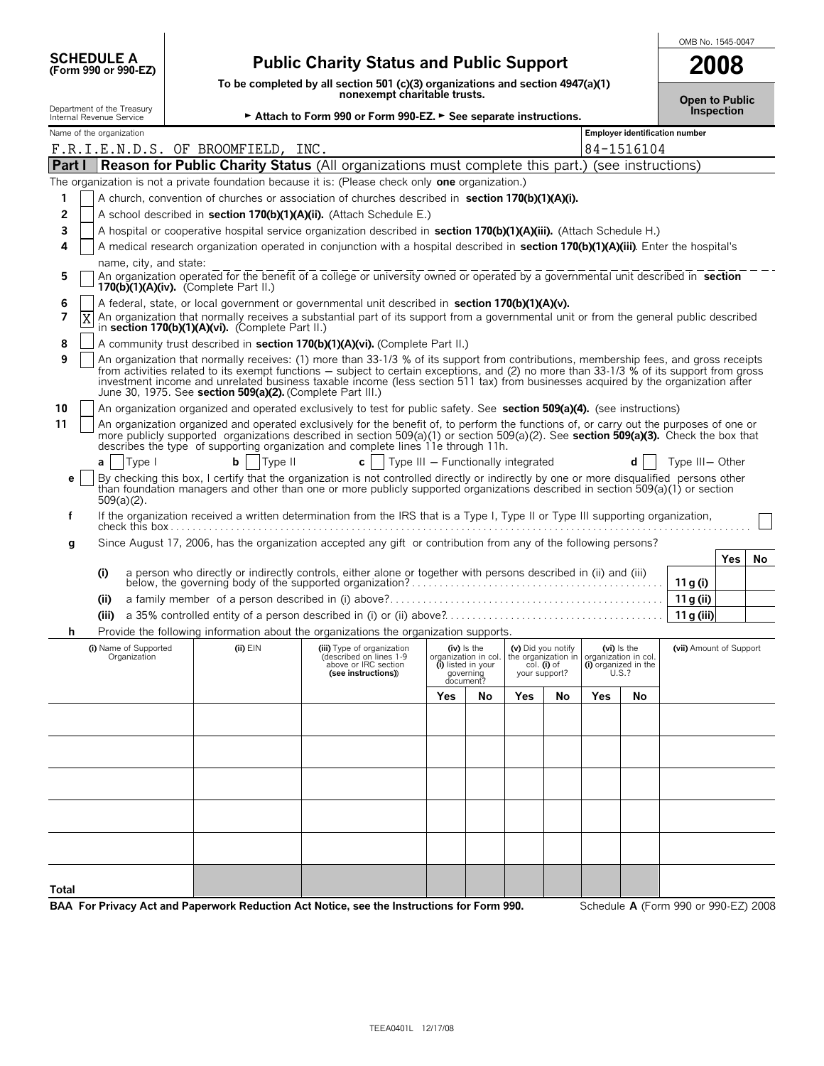**SCHEDULE A**
**(Form 990 or 990-EZ)**

Department of the Treasury
Internal Revenue Service

# Public Charity Status and Public Support

**To be completed by all section 501 (c)(3) organizations and section 4947(a)(1) nonexempt charitable trusts.**

► **Attach to Form 990 or Form 990-EZ.** ► **See separate instructions.**

OMB No. 1545-0047

**2008**

**Open to Public Inspection**

Name of the organization: F.R.I.E.N.D.S. OF BROOMFIELD, INC.

**Employer identification number:** 84-1516104

## Part I Reason for Public Charity Status (All organizations must complete this part.) (see instructions)

The organization is not a private foundation because it is: (Please check only **one** organization.)

1. [ ] A church, convention of churches or association of churches described in **section 170(b)(1)(A)(i).**
2. [ ] A school described in **section 170(b)(1)(A)(ii).** (Attach Schedule E.)
3. [ ] A hospital or cooperative hospital service organization described in **section 170(b)(1)(A)(iii).** (Attach Schedule H.)
4. [ ] A medical research organization operated in conjunction with a hospital described in **section 170(b)(1)(A)(iii)**. Enter the hospital's name, city, and state:
5. [ ] An organization operated for the benefit of a college or university owned or operated by a governmental unit described in **section 170(b)(1)(A)(iv).** (Complete Part II.)
6. [ ] A federal, state, or local government or governmental unit described in **section 170(b)(1)(A)(v).**
7. [X] An organization that normally receives a substantial part of its support from a governmental unit or from the general public described in **section 170(b)(1)(A)(vi).** (Complete Part II.)
8. [ ] A community trust described in **section 170(b)(1)(A)(vi).** (Complete Part II.)
9. [ ] An organization that normally receives: (1) more than 33-1/3 % of its support from contributions, membership fees, and gross receipts from activities related to its exempt functions — subject to certain exceptions, and (2) no more than 33-1/3 % of its support from gross investment income and unrelated business taxable income (less section 511 tax) from businesses acquired by the organization after June 30, 1975. See **section 509(a)(2).** (Complete Part III.)
10. [ ] An organization organized and operated exclusively to test for public safety. See **section 509(a)(4).** (see instructions)
11. [ ] An organization organized and operated exclusively for the benefit of, to perform the functions of, or carry out the purposes of one or more publicly supported organizations described in section 509(a)(1) or section 509(a)(2). See **section 509(a)(3).** Check the box that describes the type of supporting organization and complete lines 11e through 11h.

   **a** [ ] Type I   **b** [ ] Type II   **c** [ ] Type III — Functionally integrated   **d** [ ] Type III — Other

   **e** [ ] By checking this box, I certify that the organization is not controlled directly or indirectly by one or more disqualified persons other than foundation managers and other than one or more publicly supported organizations described in section 509(a)(1) or section 509(a)(2).

   **f** If the organization received a written determination from the IRS that is a Type I, Type II or Type III supporting organization, check this box [ ]

   **g** Since August 17, 2006, has the organization accepted any gift or contribution from any of the following persons?

| | | Line | Yes | No |
|---|---|---|---|---|
| (i) | a person who directly or indirectly controls, either alone or together with persons described in (ii) and (iii) below, the governing body of the supported organization? | 11 g (i) | | |
| (ii) | a family member of a person described in (i) above? | 11 g (ii) | | |
| (iii) | a 35% controlled entity of a person described in (i) or (ii) above? | 11 g (iii) | | |

   **h** Provide the following information about the organizations the organization supports.

| (i) Name of Supported Organization | (ii) EIN | (iii) Type of organization (described on lines 1-9 above or IRC section (see instructions)) | (iv) Is the organization in col. (i) listed in your governing document? | | (v) Did you notify the organization in col. (i) of your support? | | (vi) Is the organization in col. (i) organized in the U.S.? | | (vii) Amount of Support |
|---|---|---|---|---|---|---|---|---|---|
| | | | Yes | No | Yes | No | Yes | No | |
| | | | | | | | | | |
| | | | | | | | | | |
| | | | | | | | | | |
| | | | | | | | | | |
| | | | | | | | | | |
| **Total** | | | | | | | | | |

**BAA For Privacy Act and Paperwork Reduction Act Notice, see the Instructions for Form 990.** Schedule **A** (Form 990 or 990-EZ) 2008

TEEA0401L 12/17/08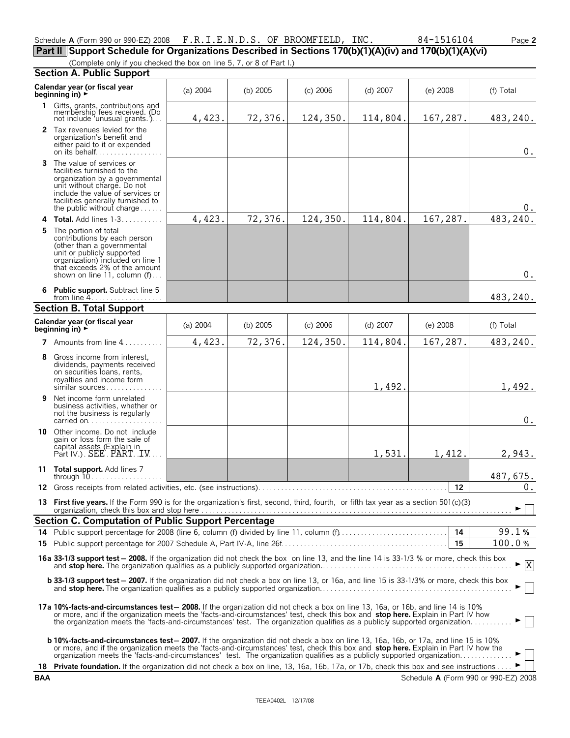Schedule A (Form 990 or 990-EZ) 2008 F.R.I.E.N.D.S. OF BROOMFIELD, INC. 84-1516104

## Part II Support Schedule for Organizations Described in Sections 170(b)(1)(A)(iv) and 170(b)(1)(A)(vi)

(Complete only if you checked the box on line 5, 7, or 8 of Part I.)

### Section A. Public Support

| Calendar year (or fiscal year beginning in) ► | (a) 2004 | (b) 2005 | (c) 2006 | (d) 2007 | (e) 2008 | (f) Total |
|---|---|---|---|---|---|---|
| **1** Gifts, grants, contributions and membership fees received. (Do not include 'unusual grants.') | 4,423. | 72,376. | 124,350. | 114,804. | 167,287. | 483,240. |
| **2** Tax revenues levied for the organization's benefit and either paid to it or expended on its behalf | | | | | | 0. |
| **3** The value of services or facilities furnished to the organization by a governmental unit without charge. Do not include the value of services or facilities generally furnished to the public without charge | | | | | | 0. |
| **4 Total.** Add lines 1-3 | 4,423. | 72,376. | 124,350. | 114,804. | 167,287. | 483,240. |
| **5** The portion of total contributions by each person (other than a governmental unit or publicly supported organization) included on line 1 that exceeds 2% of the amount shown on line 11, column (f) | | | | | | 0. |
| **6 Public support.** Subtract line 5 from line 4 | | | | | | 483,240. |

### Section B. Total Support

| Calendar year (or fiscal year beginning in) ► | (a) 2004 | (b) 2005 | (c) 2006 | (d) 2007 | (e) 2008 | (f) Total |
|---|---|---|---|---|---|---|
| **7** Amounts from line 4 | 4,423. | 72,376. | 124,350. | 114,804. | 167,287. | 483,240. |
| **8** Gross income from interest, dividends, payments received on securities loans, rents, royalties and income form similar sources | | | | 1,492. | | 1,492. |
| **9** Net income form unrelated business activities, whether or not the business is regularly carried on | | | | | | 0. |
| **10** Other income. Do not include gain or loss form the sale of capital assets (Explain in Part IV.) SEE PART IV | | | | 1,531. | 1,412. | 2,943. |
| **11 Total support.** Add lines 7 through 10 | | | | | | 487,675. |
| **12** Gross receipts from related activities, etc. (see instructions) | | | | | 12 | 0. |

**13 First five years.** If the Form 990 is for the organization's first, second, third, fourth, or fifth tax year as a section 501(c)(3) organization, check this box and stop here ► ☐

### Section C. Computation of Public Support Percentage

| | | |
|---|---|---|
| **14** Public support percentage for 2008 (line 6, column (f) divided by line 11, column (f) | 14 | 99.1 % |
| **15** Public support percentage for 2007 Schedule A, Part IV-A, line 26f | 15 | 100.0 % |

**16a 33-1/3 support test — 2008.** If the organization did not check the box on line 13, and the line 14 is 33-1/3 % or more, check this box and **stop here.** The organization qualifies as a publicly supported organization ► ☒

**b 33-1/3 support test — 2007.** If the organization did not check a box on line 13, or 16a, and line 15 is 33-1/3% or more, check this box and **stop here.** The organization qualifies as a publicly supported organization ► ☐

**17a 10%-facts-and-circumstances test — 2008.** If the organization did not check a box on line 13, 16a, or 16b, and line 14 is 10% or more, and if the organization meets the 'facts-and-circumstances' test, check this box and **stop here.** Explain in Part IV how the organization meets the 'facts-and-circumstances' test. The organization qualifies as a publicly supported organization ► ☐

**b 10%-facts-and-circumstances test — 2007.** If the organization did not check a box on line 13, 16a, 16b, or 17a, and line 15 is 10% or more, and if the organization meets the 'facts-and-circumstances' test, check this box and **stop here.** Explain in Part IV how the organization meets the 'facts-and-circumstances' test. The organization qualifies as a publicly supported organization ► ☐

**18 Private foundation.** If the organization did not check a box on line, 13, 16a, 16b, 17a, or 17b, check this box and see instructions ► ☐

BAA Schedule A (Form 990 or 990-EZ) 2008

TEEA0402L 12/17/08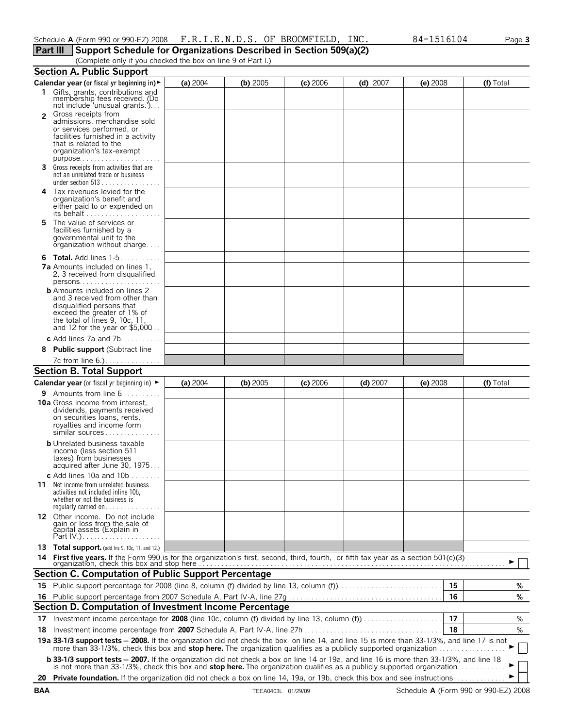Schedule **A** (Form 990 or 990-EZ) 2008 F.R.I.E.N.D.S. OF BROOMFIELD, INC. 84-1516104 Page **3**

## Part III Support Schedule for Organizations Described in Section 509(a)(2)

(Complete only if you checked the box on line 9 of Part I.)

### Section A. Public Support

| Calendar year (or fiscal yr beginning in) ► | (a) 2004 | (b) 2005 | (c) 2006 | (d) 2007 | (e) 2008 | (f) Total |
|---|---|---|---|---|---|---|
| **1** Gifts, grants, contributions and membership fees received. (Do not include 'unusual grants.') | | | | | | |
| **2** Gross receipts from admissions, merchandise sold or services performed, or facilities furnished in a activity that is related to the organization's tax-exempt purpose | | | | | | |
| **3** Gross receipts from activities that are not an unrelated trade or business under section 513 | | | | | | |
| **4** Tax revenues levied for the organization's benefit and either paid to or expended on its behalf | | | | | | |
| **5** The value of services or facilities furnished by a governmental unit to the organization without charge | | | | | | |
| **6 Total.** Add lines 1-5 | | | | | | |
| **7a** Amounts included on lines 1, 2, 3 received from disqualified persons | | | | | | |
| **b** Amounts included on lines 2 and 3 received from other than disqualified persons that exceed the greater of 1% of the total of lines 9, 10c, 11, and 12 for the year or $5,000 | | | | | | |
| **c** Add lines 7a and 7b | | | | | | |
| **8 Public support** (Subtract line 7c from line 6.) | | | | | | |

### Section B. Total Support

| Calendar year (or fiscal yr beginning in) ► | (a) 2004 | (b) 2005 | (c) 2006 | (d) 2007 | (e) 2008 | (f) Total |
|---|---|---|---|---|---|---|
| **9** Amounts from line 6 | | | | | | |
| **10a** Gross income from interest, dividends, payments received on securities loans, rents, royalties and income form similar sources | | | | | | |
| **b** Unrelated business taxable income (less section 511 taxes) from businesses acquired after June 30, 1975 | | | | | | |
| **c** Add lines 10a and 10b | | | | | | |
| **11** Net income from unrelated business activities not included inline 10b, whether or not the business is regularly carried on | | | | | | |
| **12** Other income. Do not include gain or loss from the sale of capital assets (Explain in Part IV.) | | | | | | |
| **13 Total support.** (add lns 9, 10c, 11, and 12.) | | | | | | |

**14 First five years.** If the Form 990 is for the organization's first, second, third, fourth, or fifth tax year as a section 501(c)(3) organization, check this box and stop here ► ☐

### Section C. Computation of Public Support Percentage

| | | | |
|---|---|---|---|
| **15** | Public support percentage for 2008 (line 8, column (f) divided by line 13, column (f)) | 15 | % |
| **16** | Public support percentage from 2007 Schedule A, Part IV-A, line 27g | 16 | % |

### Section D. Computation of Investment Income Percentage

| | | | |
|---|---|---|---|
| **17** | Investment income percentage for **2008** (line 10c, column (f) divided by line 13, column (f)) | 17 | % |
| **18** | Investment income percentage from **2007** Schedule A, Part IV-A, line 27h | 18 | % |

**19a 33-1/3 support tests — 2008.** If the organization did not check the box on line 14, and line 15 is more than 33-1/3%, and line 17 is not more than 33-1/3%, check this box and **stop here.** The organization qualifies as a publicly supported organization ► ☐

**b 33-1/3 support tests — 2007.** If the organization did not check a box on line 14 or 19a, and line 16 is more than 33-1/3%, and line 18 is not more than 33-1/3%, check this box and **stop here.** The organization qualifies as a publicly supported organization ► ☐

**20 Private foundation.** If the organization did not check a box on line 14, 19a, or 19b, check this box and see instructions ► ☐

BAA TEEA0403L 01/29/09 Schedule **A** (Form 990 or 990-EZ) 2008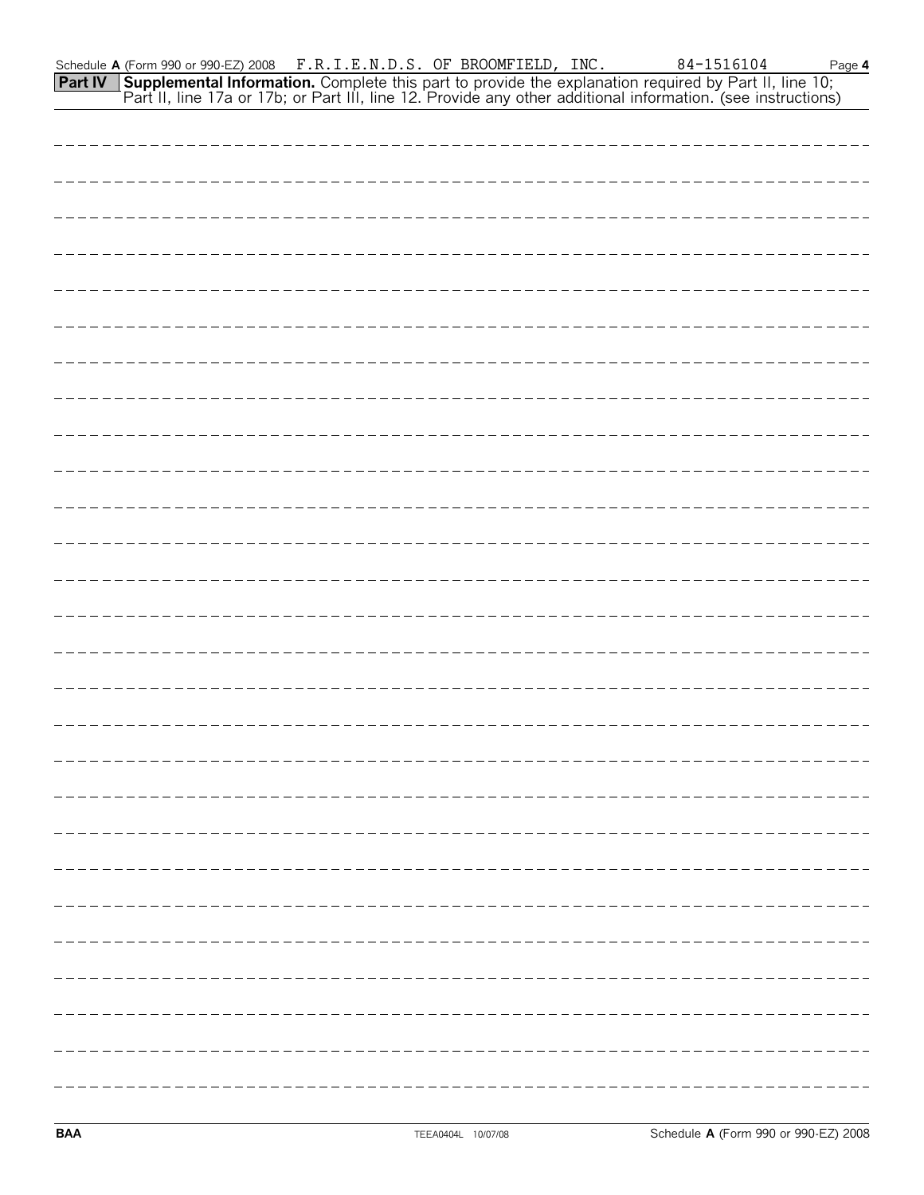Schedule A (Form 990 or 990-EZ) 2008 F.R.I.E.N.D.S. OF BROOMFIELD, INC. 84-1516104 Page 4

**Part IV** **Supplemental Information.** Complete this part to provide the explanation required by Part II, line 10; Part II, line 17a or 17b; or Part III, line 12. Provide any other additional information. (see instructions)

BAA TEEA0404L 10/07/08 Schedule A (Form 990 or 990-EZ) 2008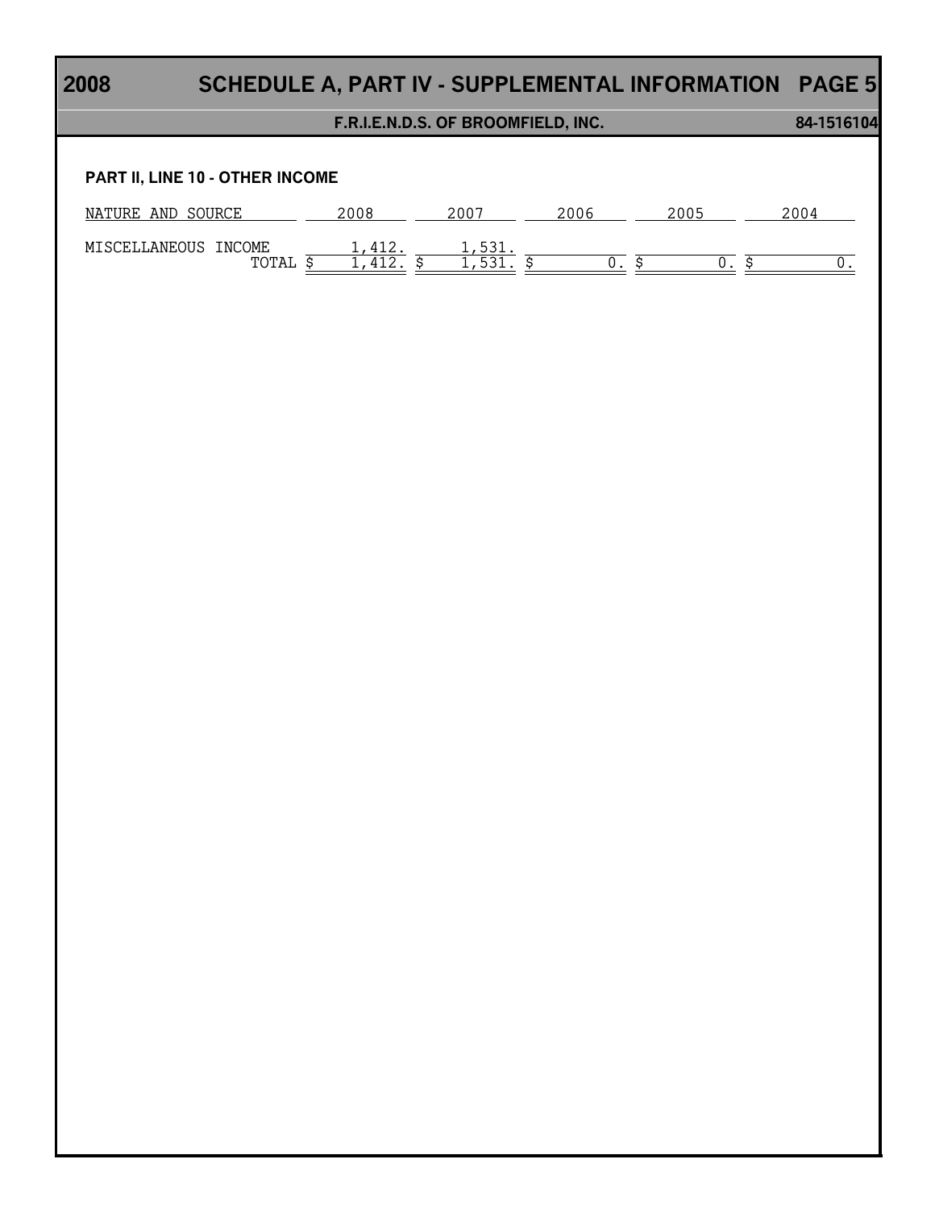# 2008 SCHEDULE A, PART IV - SUPPLEMENTAL INFORMATION PAGE 5

**F.R.I.E.N.D.S. OF BROOMFIELD, INC. 84-1516104**

**PART II, LINE 10 - OTHER INCOME**

| NATURE AND SOURCE | 2008 | 2007 | 2006 | 2005 | 2004 |
|---|---|---|---|---|---|
| MISCELLANEOUS INCOME | 1,412. | 1,531. | | | |
| TOTAL | $ 1,412. | $ 1,531. | $ 0. | $ 0. | $ 0. |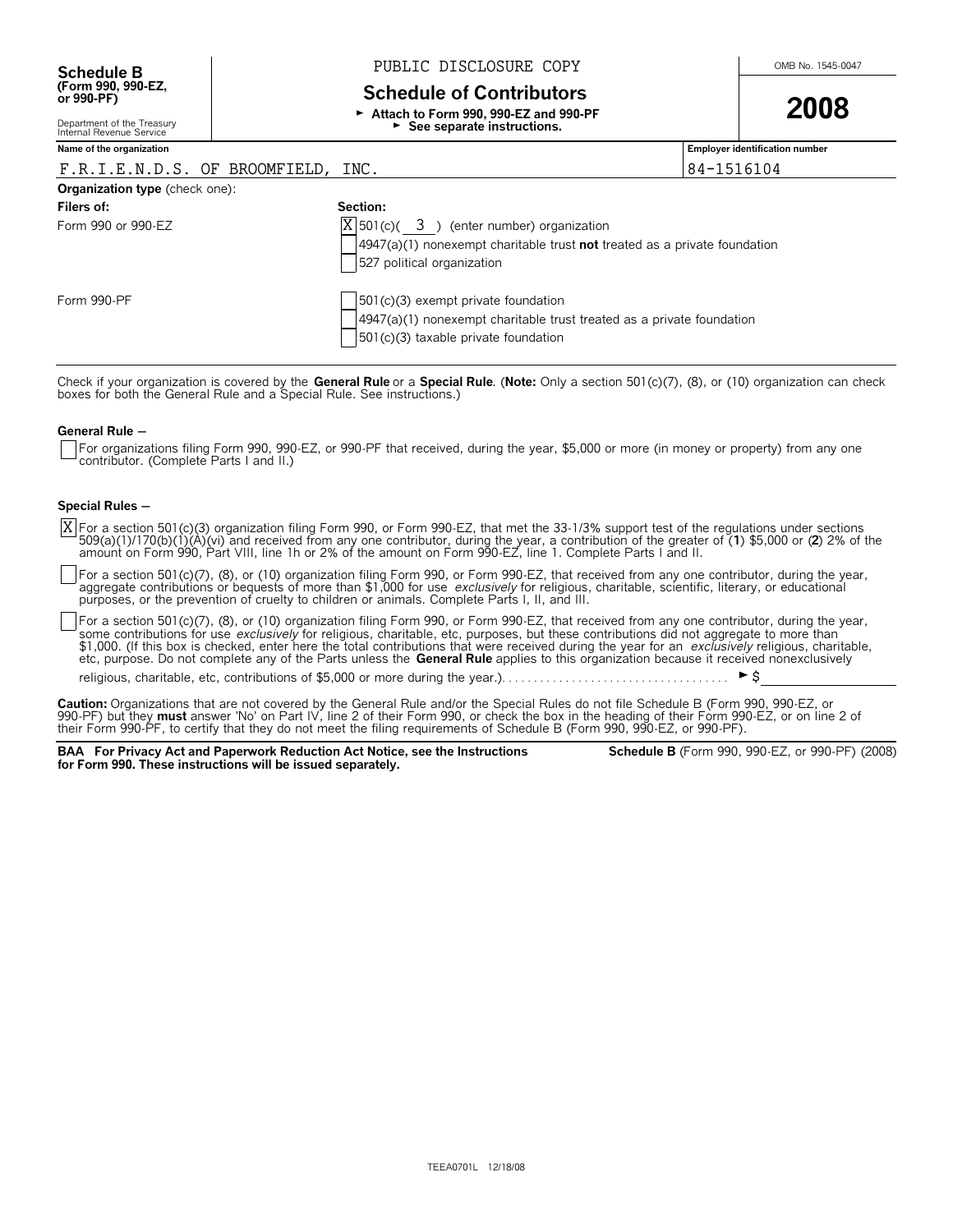**Schedule B**
**(Form 990, 990-EZ, or 990-PF)**

Department of the Treasury
Internal Revenue Service

PUBLIC DISCLOSURE COPY

# Schedule of Contributors

► **Attach to Form 990, 990-EZ and 990-PF**
► **See separate instructions.**

OMB No. 1545-0047

**2008**

| Name of the organization | Employer identification number |
|---|---|
| F.R.I.E.N.D.S. OF BROOMFIELD, INC. | 84-1516104 |

**Organization type** (check one):

| **Filers of:** | **Section:** |
|---|---|
| Form 990 or 990-EZ | [X] 501(c)( 3 ) (enter number) organization |
| | [ ] 4947(a)(1) nonexempt charitable trust **not** treated as a private foundation |
| | [ ] 527 political organization |
| Form 990-PF | [ ] 501(c)(3) exempt private foundation |
| | [ ] 4947(a)(1) nonexempt charitable trust treated as a private foundation |
| | [ ] 501(c)(3) taxable private foundation |

Check if your organization is covered by the **General Rule** or a **Special Rule**. (**Note:** Only a section 501(c)(7), (8), or (10) organization can check boxes for both the General Rule and a Special Rule. See instructions.)

**General Rule –**

[ ] For organizations filing Form 990, 990-EZ, or 990-PF that received, during the year, $5,000 or more (in money or property) from any one contributor. (Complete Parts I and II.)

**Special Rules –**

[X] For a section 501(c)(3) organization filing Form 990, or Form 990-EZ, that met the 33-1/3% support test of the regulations under sections 509(a)(1)/170(b)(1)(A)(vi) and received from any one contributor, during the year, a contribution of the greater of (**1**) $5,000 or (**2**) 2% of the amount on Form 990, Part VIII, line 1h or 2% of the amount on Form 990-EZ, line 1. Complete Parts I and II.

[ ] For a section 501(c)(7), (8), or (10) organization filing Form 990, or Form 990-EZ, that received from any one contributor, during the year, aggregate contributions or bequests of more than $1,000 for use *exclusively* for religious, charitable, scientific, literary, or educational purposes, or the prevention of cruelty to children or animals. Complete Parts I, II, and III.

[ ] For a section 501(c)(7), (8), or (10) organization filing Form 990, or Form 990-EZ, that received from any one contributor, during the year, some contributions for use *exclusively* for religious, charitable, etc, purposes, but these contributions did not aggregate to more than $1,000. (If this box is checked, enter here the total contributions that were received during the year for an *exclusively* religious, charitable, etc, purpose. Do not complete any of the Parts unless the **General Rule** applies to this organization because it received nonexclusively religious, charitable, etc, contributions of $5,000 or more during the year.) . . . . . . . . . . . . . . . . . . . . . . . . . . . . . . . . . . . ► $

**Caution:** Organizations that are not covered by the General Rule and/or the Special Rules do not file Schedule B (Form 990, 990-EZ, or 990-PF) but they **must** answer 'No' on Part IV, line 2 of their Form 990, or check the box in the heading of their Form 990-EZ, or on line 2 of their Form 990-PF, to certify that they do not meet the filing requirements of Schedule B (Form 990, 990-EZ, or 990-PF).

**BAA For Privacy Act and Paperwork Reduction Act Notice, see the Instructions for Form 990. These instructions will be issued separately.**

**Schedule B** (Form 990, 990-EZ, or 990-PF) (2008)

TEEA0701L 12/18/08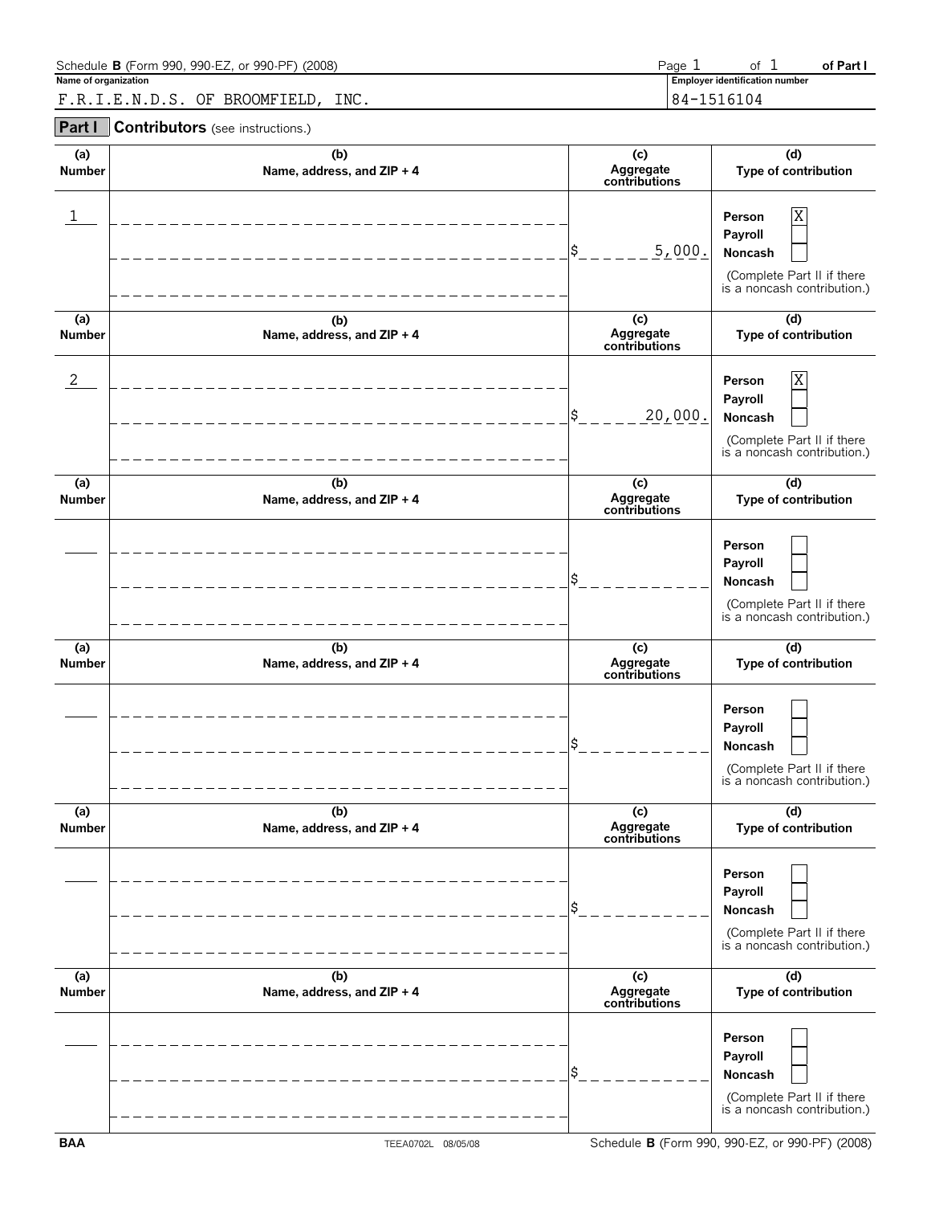Schedule **B** (Form 990, 990-EZ, or 990-PF) (2008) — Page 1 of 1 of **Part I**

**Name of organization**

F.R.I.E.N.D.S. OF BROOMFIELD, INC.

**Employer identification number**

84-1516104

## Part I Contributors (see instructions.)

| (a) Number | (b) Name, address, and ZIP + 4 | (c) Aggregate contributions | (d) Type of contribution |
|---|---|---|---|
| 1 | | $ 5,000. | Person [X] Payroll [ ] Noncash [ ] (Complete Part II if there is a noncash contribution.) |
| 2 | | $ 20,000. | Person [X] Payroll [ ] Noncash [ ] (Complete Part II if there is a noncash contribution.) |
| | | $ | Person [ ] Payroll [ ] Noncash [ ] (Complete Part II if there is a noncash contribution.) |
| | | $ | Person [ ] Payroll [ ] Noncash [ ] (Complete Part II if there is a noncash contribution.) |
| | | $ | Person [ ] Payroll [ ] Noncash [ ] (Complete Part II if there is a noncash contribution.) |
| | | $ | Person [ ] Payroll [ ] Noncash [ ] (Complete Part II if there is a noncash contribution.) |

BAA — TEEA0702L 08/05/08 — Schedule **B** (Form 990, 990-EZ, or 990-PF) (2008)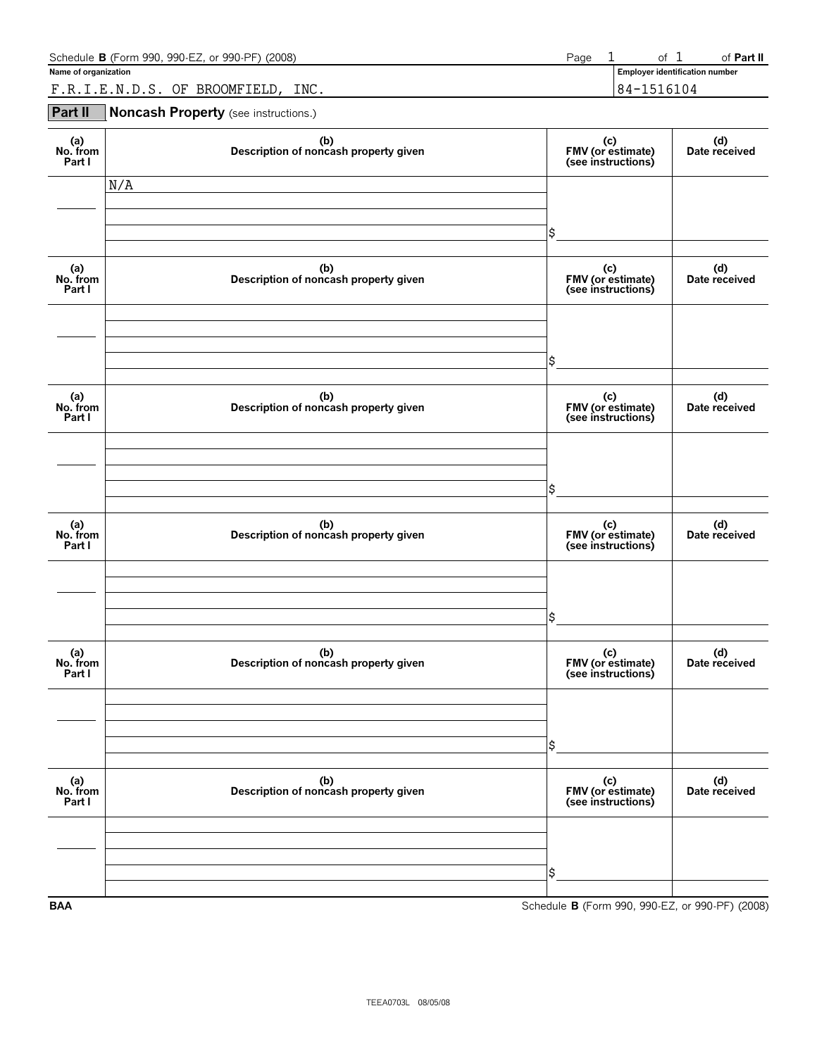Schedule **B** (Form 990, 990-EZ, or 990-PF) (2008) Page 1 of 1 of **Part II**

**Name of organization**

F.R.I.E.N.D.S. OF BROOMFIELD, INC.

**Employer identification number**

84-1516104

## Part II Noncash Property (see instructions.)

| (a) No. from Part I | (b) Description of noncash property given | (c) FMV (or estimate) (see instructions) | (d) Date received |
|---|---|---|---|
| | N/A | $ | |

| (a) No. from Part I | (b) Description of noncash property given | (c) FMV (or estimate) (see instructions) | (d) Date received |
|---|---|---|---|
| | | $ | |

| (a) No. from Part I | (b) Description of noncash property given | (c) FMV (or estimate) (see instructions) | (d) Date received |
|---|---|---|---|
| | | $ | |

| (a) No. from Part I | (b) Description of noncash property given | (c) FMV (or estimate) (see instructions) | (d) Date received |
|---|---|---|---|
| | | $ | |

| (a) No. from Part I | (b) Description of noncash property given | (c) FMV (or estimate) (see instructions) | (d) Date received |
|---|---|---|---|
| | | $ | |

| (a) No. from Part I | (b) Description of noncash property given | (c) FMV (or estimate) (see instructions) | (d) Date received |
|---|---|---|---|
| | | $ | |

BAA Schedule **B** (Form 990, 990-EZ, or 990-PF) (2008)

TEEA0703L 08/05/08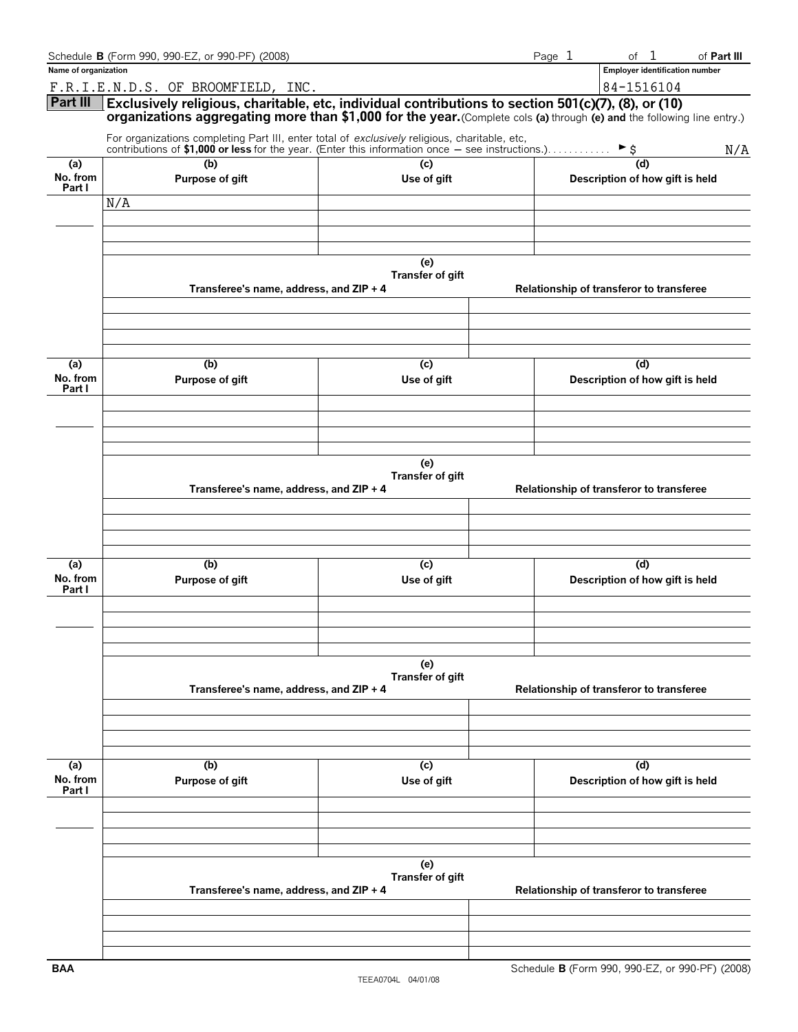Schedule **B** (Form 990, 990-EZ, or 990-PF) (2008)

Page 1 of 1 of **Part III**

**Name of organization**

F.R.I.E.N.D.S. OF BROOMFIELD, INC.

**Employer identification number**

84-1516104

## Part III Exclusively religious, charitable, etc, individual contributions to section 501(c)(7), (8), or (10) organizations aggregating more than $1,000 for the year.

(Complete cols **(a)** through **(e) and** the following line entry.)

For organizations completing Part III, enter total of *exclusively* religious, charitable, etc, contributions of **$1,000 or less** for the year. (Enter this information once — see instructions.) . . . . . . . . . . . . ► $ N/A

| (a) No. from Part I | (b) Purpose of gift | (c) Use of gift | (d) Description of how gift is held |
|---|---|---|---|
| | N/A | | |

| (e) Transfer of gift | |
|---|---|
| Transferee's name, address, and ZIP + 4 | Relationship of transferor to transferee |
| | |

| (a) No. from Part I | (b) Purpose of gift | (c) Use of gift | (d) Description of how gift is held |
|---|---|---|---|
| | | | |

| (e) Transfer of gift | |
|---|---|
| Transferee's name, address, and ZIP + 4 | Relationship of transferor to transferee |
| | |

| (a) No. from Part I | (b) Purpose of gift | (c) Use of gift | (d) Description of how gift is held |
|---|---|---|---|
| | | | |

| (e) Transfer of gift | |
|---|---|
| Transferee's name, address, and ZIP + 4 | Relationship of transferor to transferee |
| | |

| (a) No. from Part I | (b) Purpose of gift | (c) Use of gift | (d) Description of how gift is held |
|---|---|---|---|
| | | | |

| (e) Transfer of gift | |
|---|---|
| Transferee's name, address, and ZIP + 4 | Relationship of transferor to transferee |
| | |

BAA

TEEA0704L 04/01/08

Schedule **B** (Form 990, 990-EZ, or 990-PF) (2008)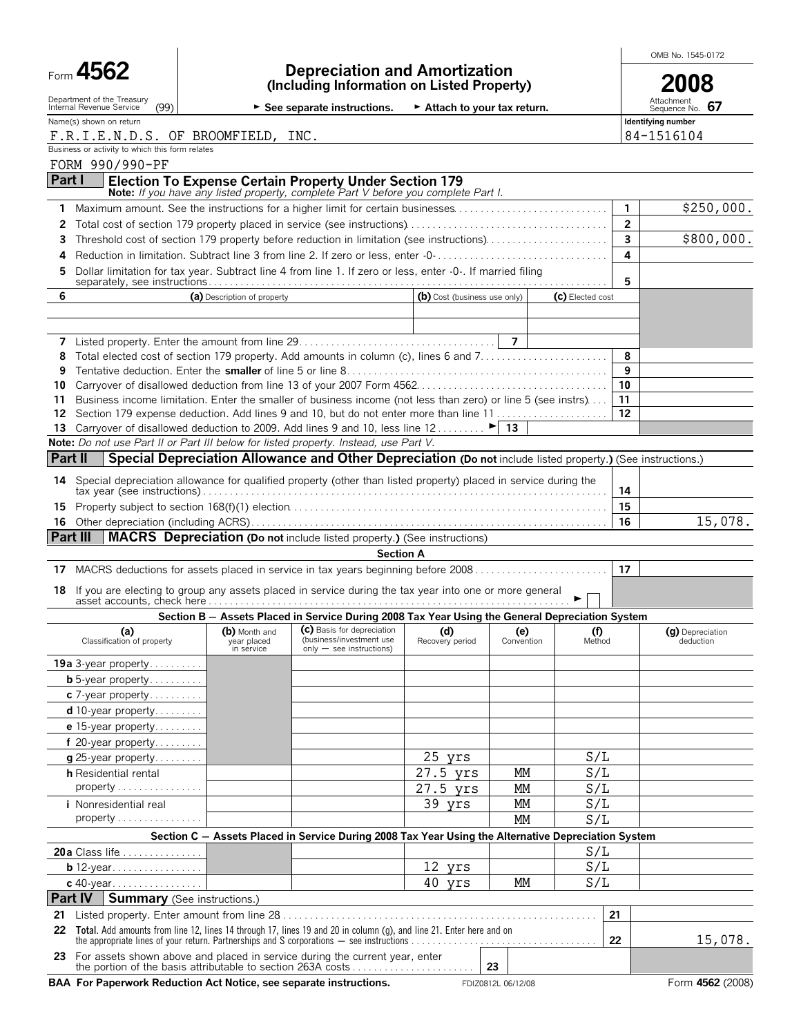Form **4562**

Department of the Treasury Internal Revenue Service (99)

# Depreciation and Amortization
## (Including Information on Listed Property)

► See separate instructions. ► Attach to your tax return.

OMB No. 1545-0172

**2008**

Attachment Sequence No. **67**

Name(s) shown on return: F.R.I.E.N.D.S. OF BROOMFIELD, INC.

Identifying number: 84-1516104

Business or activity to which this form relates: FORM 990/990-PF

## Part I — Election To Expense Certain Property Under Section 179

**Note:** *If you have any listed property, complete Part V before you complete Part I.*

| Line | Description | | Amount |
|---|---|---|---|
| 1 | Maximum amount. See the instructions for a higher limit for certain businesses | 1 | $250,000. |
| 2 | Total cost of section 179 property placed in service (see instructions) | 2 | |
| 3 | Threshold cost of section 179 property before reduction in limitation (see instructions) | 3 | $800,000. |
| 4 | Reduction in limitation. Subtract line 3 from line 2. If zero or less, enter -0- | 4 | |
| 5 | Dollar limitation for tax year. Subtract line 4 from line 1. If zero or less, enter -0-. If married filing separately, see instructions | 5 | |

| 6 | (a) Description of property | (b) Cost (business use only) | (c) Elected cost |
|---|---|---|---|
| | | | |
| | | | |

| Line | Description | | Amount |
|---|---|---|---|
| 7 | Listed property. Enter the amount from line 29 | 7 | |
| 8 | Total elected cost of section 179 property. Add amounts in column (c), lines 6 and 7 | 8 | |
| 9 | Tentative deduction. Enter the **smaller** of line 5 or line 8 | 9 | |
| 10 | Carryover of disallowed deduction from line 13 of your 2007 Form 4562 | 10 | |
| 11 | Business income limitation. Enter the smaller of business income (not less than zero) or line 5 (see instrs) | 11 | |
| 12 | Section 179 expense deduction. Add lines 9 and 10, but do not enter more than line 11 | 12 | |
| 13 | Carryover of disallowed deduction to 2009. Add lines 9 and 10, less line 12 ► | 13 | |

**Note:** *Do not use Part II or Part III below for listed property. Instead, use Part V.*

## Part II — Special Depreciation Allowance and Other Depreciation (Do not include listed property.) (See instructions.)

| Line | Description | | Amount |
|---|---|---|---|
| 14 | Special depreciation allowance for qualified property (other than listed property) placed in service during the tax year (see instructions) | 14 | |
| 15 | Property subject to section 168(f)(1) election | 15 | |
| 16 | Other depreciation (including ACRS) | 16 | 15,078. |

## Part III — MACRS Depreciation (Do not include listed property.) (See instructions)

### Section A

| Line | Description | | Amount |
|---|---|---|---|
| 17 | MACRS deductions for assets placed in service in tax years beginning before 2008 | 17 | |
| 18 | If you are electing to group any assets placed in service during the tax year into one or more general asset accounts, check here ► ☐ | | |

### Section B — Assets Placed in Service During 2008 Tax Year Using the General Depreciation System

| (a) Classification of property | (b) Month and year placed in service | (c) Basis for depreciation (business/investment use only — see instructions) | (d) Recovery period | (e) Convention | (f) Method | (g) Depreciation deduction |
|---|---|---|---|---|---|---|
| 19a 3-year property | | | | | | |
| b 5-year property | | | | | | |
| c 7-year property | | | | | | |
| d 10-year property | | | | | | |
| e 15-year property | | | | | | |
| f 20-year property | | | | | | |
| g 25-year property | | | 25 yrs | | S/L | |
| h Residential rental property | | | 27.5 yrs | MM | S/L | |
| | | | 27.5 yrs | MM | S/L | |
| i Nonresidential real property | | | 39 yrs | MM | S/L | |
| | | | | MM | S/L | |

### Section C — Assets Placed in Service During 2008 Tax Year Using the Alternative Depreciation System

| (a) Classification of property | (b) Month and year placed in service | (c) Basis for depreciation | (d) Recovery period | (e) Convention | (f) Method | (g) Depreciation deduction |
|---|---|---|---|---|---|---|
| 20a Class life | | | | | S/L | |
| b 12-year | | | 12 yrs | | S/L | |
| c 40-year | | | 40 yrs | MM | S/L | |

## Part IV — Summary (See instructions.)

| Line | Description | | Amount |
|---|---|---|---|
| 21 | Listed property. Enter amount from line 28 | 21 | |
| 22 | **Total.** Add amounts from line 12, lines 14 through 17, lines 19 and 20 in column (g), and line 21. Enter here and on the appropriate lines of your return. Partnerships and S corporations — see instructions | 22 | 15,078. |
| 23 | For assets shown above and placed in service during the current year, enter the portion of the basis attributable to section 263A costs | 23 | |

**BAA For Paperwork Reduction Act Notice, see separate instructions.** FDIZ0812L 06/12/08 Form **4562** (2008)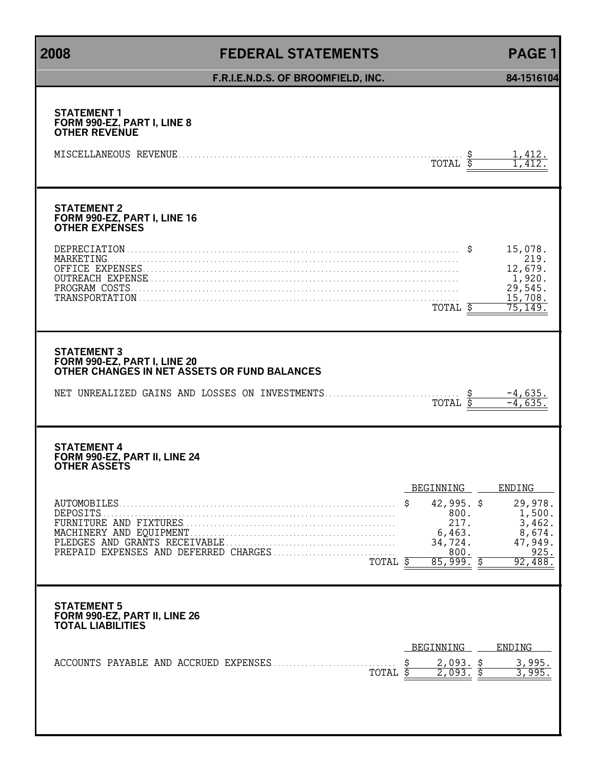**2008 FEDERAL STATEMENTS PAGE 1**

**F.R.I.E.N.D.S. OF BROOMFIELD, INC. 84-1516104**

### STATEMENT 1
### FORM 990-EZ, PART I, LINE 8
### OTHER REVENUE

| | |
|---|---|
| MISCELLANEOUS REVENUE | $ 1,412. |
| TOTAL | $ 1,412. |

### STATEMENT 2
### FORM 990-EZ, PART I, LINE 16
### OTHER EXPENSES

| | |
|---|---|
| DEPRECIATION | $ 15,078. |
| MARKETING | 219. |
| OFFICE EXPENSES | 12,679. |
| OUTREACH EXPENSE | 1,920. |
| PROGRAM COSTS | 29,545. |
| TRANSPORTATION | 15,708. |
| TOTAL | $ 75,149. |

### STATEMENT 3
### FORM 990-EZ, PART I, LINE 20
### OTHER CHANGES IN NET ASSETS OR FUND BALANCES

| | |
|---|---|
| NET UNREALIZED GAINS AND LOSSES ON INVESTMENTS | $ -4,635. |
| TOTAL | $ -4,635. |

### STATEMENT 4
### FORM 990-EZ, PART II, LINE 24
### OTHER ASSETS

| | BEGINNING | ENDING |
|---|---|---|
| AUTOMOBILES | $ 42,995. | $ 29,978. |
| DEPOSITS | 800. | 1,500. |
| FURNITURE AND FIXTURES | 217. | 3,462. |
| MACHINERY AND EQUIPMENT | 6,463. | 8,674. |
| PLEDGES AND GRANTS RECEIVABLE | 34,724. | 47,949. |
| PREPAID EXPENSES AND DEFERRED CHARGES | 800. | 925. |
| TOTAL | $ 85,999. | $ 92,488. |

### STATEMENT 5
### FORM 990-EZ, PART II, LINE 26
### TOTAL LIABILITIES

| | BEGINNING | ENDING |
|---|---|---|
| ACCOUNTS PAYABLE AND ACCRUED EXPENSES | $ 2,093. | $ 3,995. |
| TOTAL | $ 2,093. | $ 3,995. |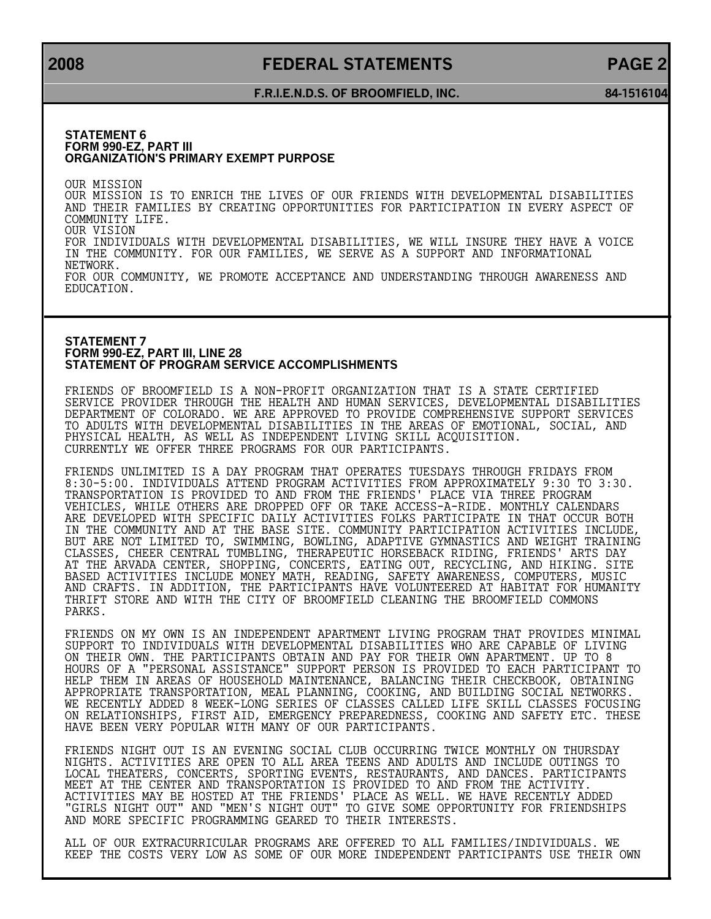### STATEMENT 6
### FORM 990-EZ, PART III
### ORGANIZATION'S PRIMARY EXEMPT PURPOSE

OUR MISSION
OUR MISSION IS TO ENRICH THE LIVES OF OUR FRIENDS WITH DEVELOPMENTAL DISABILITIES AND THEIR FAMILIES BY CREATING OPPORTUNITIES FOR PARTICIPATION IN EVERY ASPECT OF COMMUNITY LIFE.
OUR VISION
FOR INDIVIDUALS WITH DEVELOPMENTAL DISABILITIES, WE WILL INSURE THEY HAVE A VOICE IN THE COMMUNITY. FOR OUR FAMILIES, WE SERVE AS A SUPPORT AND INFORMATIONAL NETWORK.
FOR OUR COMMUNITY, WE PROMOTE ACCEPTANCE AND UNDERSTANDING THROUGH AWARENESS AND EDUCATION.

### STATEMENT 7
### FORM 990-EZ, PART III, LINE 28
### STATEMENT OF PROGRAM SERVICE ACCOMPLISHMENTS

FRIENDS OF BROOMFIELD IS A NON-PROFIT ORGANIZATION THAT IS A STATE CERTIFIED SERVICE PROVIDER THROUGH THE HEALTH AND HUMAN SERVICES, DEVELOPMENTAL DISABILITIES DEPARTMENT OF COLORADO. WE ARE APPROVED TO PROVIDE COMPREHENSIVE SUPPORT SERVICES TO ADULTS WITH DEVELOPMENTAL DISABILITIES IN THE AREAS OF EMOTIONAL, SOCIAL, AND PHYSICAL HEALTH, AS WELL AS INDEPENDENT LIVING SKILL ACQUISITION.
CURRENTLY WE OFFER THREE PROGRAMS FOR OUR PARTICIPANTS.

FRIENDS UNLIMITED IS A DAY PROGRAM THAT OPERATES TUESDAYS THROUGH FRIDAYS FROM 8:30-5:00. INDIVIDUALS ATTEND PROGRAM ACTIVITIES FROM APPROXIMATELY 9:30 TO 3:30. TRANSPORTATION IS PROVIDED TO AND FROM THE FRIENDS' PLACE VIA THREE PROGRAM VEHICLES, WHILE OTHERS ARE DROPPED OFF OR TAKE ACCESS-A-RIDE. MONTHLY CALENDARS ARE DEVELOPED WITH SPECIFIC DAILY ACTIVITIES FOLKS PARTICIPATE IN THAT OCCUR BOTH IN THE COMMUNITY AND AT THE BASE SITE. COMMUNITY PARTICIPATION ACTIVITIES INCLUDE, BUT ARE NOT LIMITED TO, SWIMMING, BOWLING, ADAPTIVE GYMNASTICS AND WEIGHT TRAINING CLASSES, CHEER CENTRAL TUMBLING, THERAPEUTIC HORSEBACK RIDING, FRIENDS' ARTS DAY AT THE ARVADA CENTER, SHOPPING, CONCERTS, EATING OUT, RECYCLING, AND HIKING. SITE BASED ACTIVITIES INCLUDE MONEY MATH, READING, SAFETY AWARENESS, COMPUTERS, MUSIC AND CRAFTS. IN ADDITION, THE PARTICIPANTS HAVE VOLUNTEERED AT HABITAT FOR HUMANITY THRIFT STORE AND WITH THE CITY OF BROOMFIELD CLEANING THE BROOMFIELD COMMONS PARKS.

FRIENDS ON MY OWN IS AN INDEPENDENT APARTMENT LIVING PROGRAM THAT PROVIDES MINIMAL SUPPORT TO INDIVIDUALS WITH DEVELOPMENTAL DISABILITIES WHO ARE CAPABLE OF LIVING ON THEIR OWN. THE PARTICIPANTS OBTAIN AND PAY FOR THEIR OWN APARTMENT. UP TO 8 HOURS OF A "PERSONAL ASSISTANCE" SUPPORT PERSON IS PROVIDED TO EACH PARTICIPANT TO HELP THEM IN AREAS OF HOUSEHOLD MAINTENANCE, BALANCING THEIR CHECKBOOK, OBTAINING APPROPRIATE TRANSPORTATION, MEAL PLANNING, COOKING, AND BUILDING SOCIAL NETWORKS. WE RECENTLY ADDED 8 WEEK-LONG SERIES OF CLASSES CALLED LIFE SKILL CLASSES FOCUSING ON RELATIONSHIPS, FIRST AID, EMERGENCY PREPAREDNESS, COOKING AND SAFETY ETC. THESE HAVE BEEN VERY POPULAR WITH MANY OF OUR PARTICIPANTS.

FRIENDS NIGHT OUT IS AN EVENING SOCIAL CLUB OCCURRING TWICE MONTHLY ON THURSDAY NIGHTS. ACTIVITIES ARE OPEN TO ALL AREA TEENS AND ADULTS AND INCLUDE OUTINGS TO LOCAL THEATERS, CONCERTS, SPORTING EVENTS, RESTAURANTS, AND DANCES. PARTICIPANTS MEET AT THE CENTER AND TRANSPORTATION IS PROVIDED TO AND FROM THE ACTIVITY. ACTIVITIES MAY BE HOSTED AT THE FRIENDS' PLACE AS WELL. WE HAVE RECENTLY ADDED "GIRLS NIGHT OUT" AND "MEN'S NIGHT OUT" TO GIVE SOME OPPORTUNITY FOR FRIENDSHIPS AND MORE SPECIFIC PROGRAMMING GEARED TO THEIR INTERESTS.

ALL OF OUR EXTRACURRICULAR PROGRAMS ARE OFFERED TO ALL FAMILIES/INDIVIDUALS. WE KEEP THE COSTS VERY LOW AS SOME OF OUR MORE INDEPENDENT PARTICIPANTS USE THEIR OWN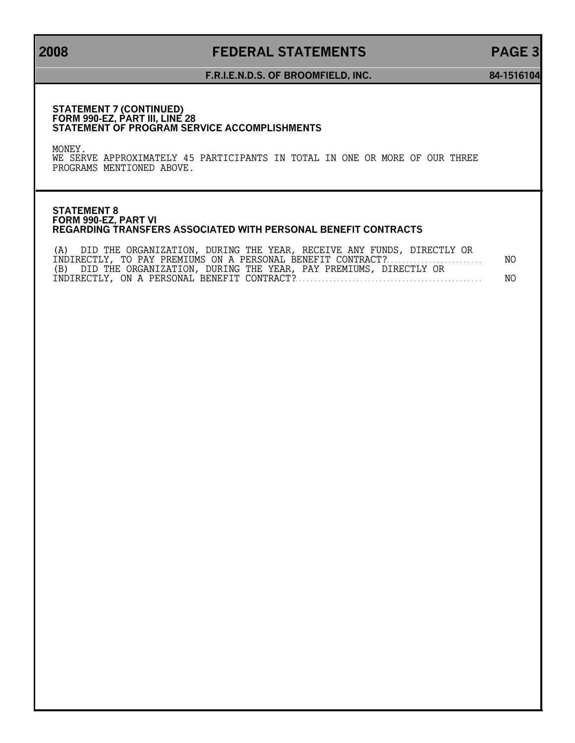### STATEMENT 7 (CONTINUED)
### FORM 990-EZ, PART III, LINE 28
### STATEMENT OF PROGRAM SERVICE ACCOMPLISHMENTS

MONEY.
WE SERVE APPROXIMATELY 45 PARTICIPANTS IN TOTAL IN ONE OR MORE OF OUR THREE PROGRAMS MENTIONED ABOVE.

### STATEMENT 8
### FORM 990-EZ, PART VI
### REGARDING TRANSFERS ASSOCIATED WITH PERSONAL BENEFIT CONTRACTS

| | |
|---|---|
| (A) DID THE ORGANIZATION, DURING THE YEAR, RECEIVE ANY FUNDS, DIRECTLY OR INDIRECTLY, TO PAY PREMIUMS ON A PERSONAL BENEFIT CONTRACT? | NO |
| (B) DID THE ORGANIZATION, DURING THE YEAR, PAY PREMIUMS, DIRECTLY OR INDIRECTLY, ON A PERSONAL BENEFIT CONTRACT? | NO |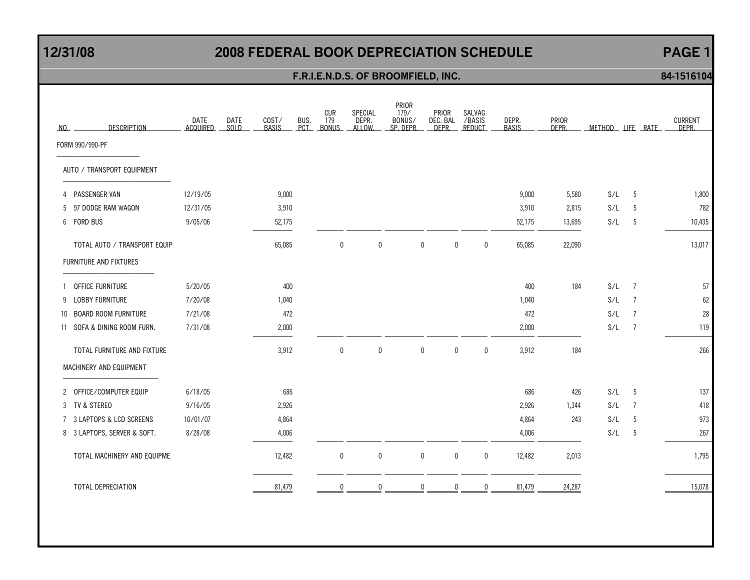# 12/31/08 2008 FEDERAL BOOK DEPRECIATION SCHEDULE PAGE 1

## F.R.I.E.N.D.S. OF BROOMFIELD, INC. 84-1516104

| NO. | DESCRIPTION | DATE ACQUIRED | DATE SOLD | COST/ BASIS | BUS. PCT. | CUR 179 BONUS | SPECIAL DEPR. ALLOW. | PRIOR 179/ BONUS/ SP. DEPR. | PRIOR DEC. BAL DEPR. | SALVAG /BASIS REDUCT | DEPR. BASIS | PRIOR DEPR. | METHOD | LIFE | RATE | CURRENT DEPR. |
|---|---|---|---|---|---|---|---|---|---|---|---|---|---|---|---|---|
| | FORM 990/990-PF | | | | | | | | | | | | | | | |
| | AUTO / TRANSPORT EQUIPMENT | | | | | | | | | | | | | | | |
| 4 | PASSENGER VAN | 12/19/05 | | 9,000 | | | | | | | 9,000 | 5,580 | S/L | 5 | | 1,800 |
| 5 | 97 DODGE RAM WAGON | 12/31/05 | | 3,910 | | | | | | | 3,910 | 2,815 | S/L | 5 | | 782 |
| 6 | FORD BUS | 9/05/06 | | 52,175 | | | | | | | 52,175 | 13,695 | S/L | 5 | | 10,435 |
| | TOTAL AUTO / TRANSPORT EQUIP | | | 65,085 | | 0 | 0 | 0 | 0 | 0 | 65,085 | 22,090 | | | | 13,017 |
| | FURNITURE AND FIXTURES | | | | | | | | | | | | | | | |
| 1 | OFFICE FURNITURE | 5/20/05 | | 400 | | | | | | | 400 | 184 | S/L | 7 | | 57 |
| 9 | LOBBY FURNITURE | 7/20/08 | | 1,040 | | | | | | | 1,040 | | S/L | 7 | | 62 |
| 10 | BOARD ROOM FURNITURE | 7/21/08 | | 472 | | | | | | | 472 | | S/L | 7 | | 28 |
| 11 | SOFA & DINING ROOM FURN. | 7/31/08 | | 2,000 | | | | | | | 2,000 | | S/L | 7 | | 119 |
| | TOTAL FURNITURE AND FIXTURE | | | 3,912 | | 0 | 0 | 0 | 0 | 0 | 3,912 | 184 | | | | 266 |
| | MACHINERY AND EQUIPMENT | | | | | | | | | | | | | | | |
| 2 | OFFICE/COMPUTER EQUIP | 6/18/05 | | 686 | | | | | | | 686 | 426 | S/L | 5 | | 137 |
| 3 | TV & STEREO | 9/16/05 | | 2,926 | | | | | | | 2,926 | 1,344 | S/L | 7 | | 418 |
| 7 | 3 LAPTOPS & LCD SCREENS | 10/01/07 | | 4,864 | | | | | | | 4,864 | 243 | S/L | 5 | | 973 |
| 8 | 3 LAPTOPS, SERVER & SOFT. | 8/28/08 | | 4,006 | | | | | | | 4,006 | | S/L | 5 | | 267 |
| | TOTAL MACHINERY AND EQUIPME | | | 12,482 | | 0 | 0 | 0 | 0 | 0 | 12,482 | 2,013 | | | | 1,795 |
| | TOTAL DEPRECIATION | | | 81,479 | | 0 | 0 | 0 | 0 | 0 | 81,479 | 24,287 | | | | 15,078 |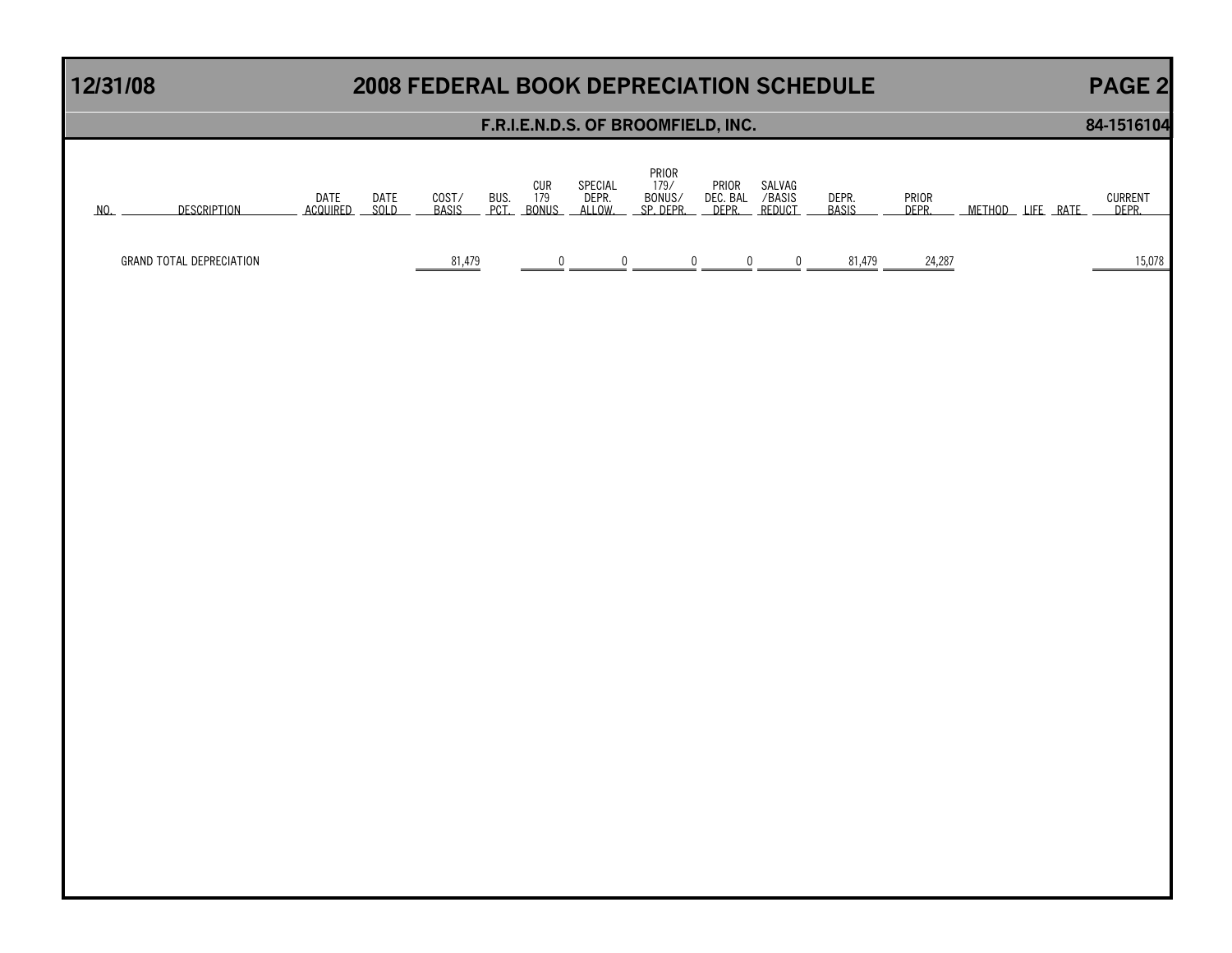# 2008 FEDERAL BOOK DEPRECIATION SCHEDULE

## F.R.I.E.N.D.S. OF BROOMFIELD, INC.

84-1516104

| NO. | DESCRIPTION | DATE ACQUIRED | DATE SOLD | COST/ BASIS | BUS. PCT. | CUR 179 BONUS | SPECIAL DEPR. ALLOW. | PRIOR 179/ BONUS/ SP. DEPR. | PRIOR DEC. BAL DEPR. | SALVAG /BASIS REDUCT | DEPR. BASIS | PRIOR DEPR. | METHOD | LIFE | RATE | CURRENT DEPR. |
|---|---|---|---|---|---|---|---|---|---|---|---|---|---|---|---|---|
| | GRAND TOTAL DEPRECIATION | | | 81,479 | | 0 | 0 | 0 | 0 | 0 | 81,479 | 24,287 | | | | 15,078 |